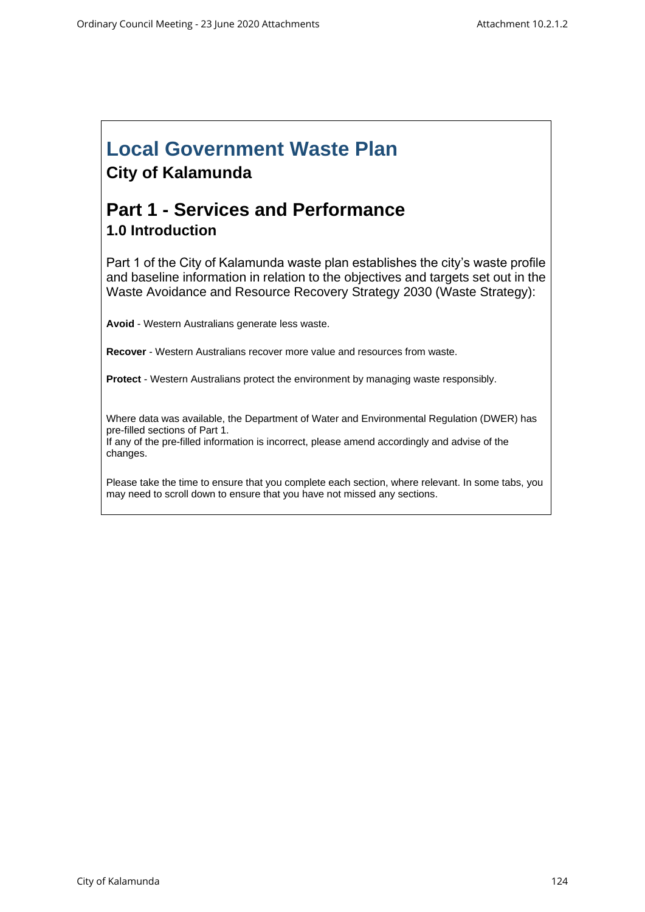# Local Government Waste Plan

## City of Kalamunda

## Part 1 - Services and Performance

### 1.0 Introduction

Part 1 of the City of Kalamunda waste plan establishes the city's waste profile and baseline information in relation to the objectives and targets set out in the Waste Avoidance and Resource Recovery Strategy 2030 (Waste Strategy):

**Avoid** - Western Australians generate less waste.

**Recover** - Western Australians recover more value and resources from waste.

**Protect** - Western Australians protect the environment by managing waste responsibly.

Where data was available, the Department of Water and Environmental Regulation (DWER) has pre-filled sections of Part 1.
If any of the pre-filled information is incorrect, please amend accordingly and advise of the changes.

Please take the time to ensure that you complete each section, where relevant. In some tabs, you may need to scroll down to ensure that you have not missed any sections.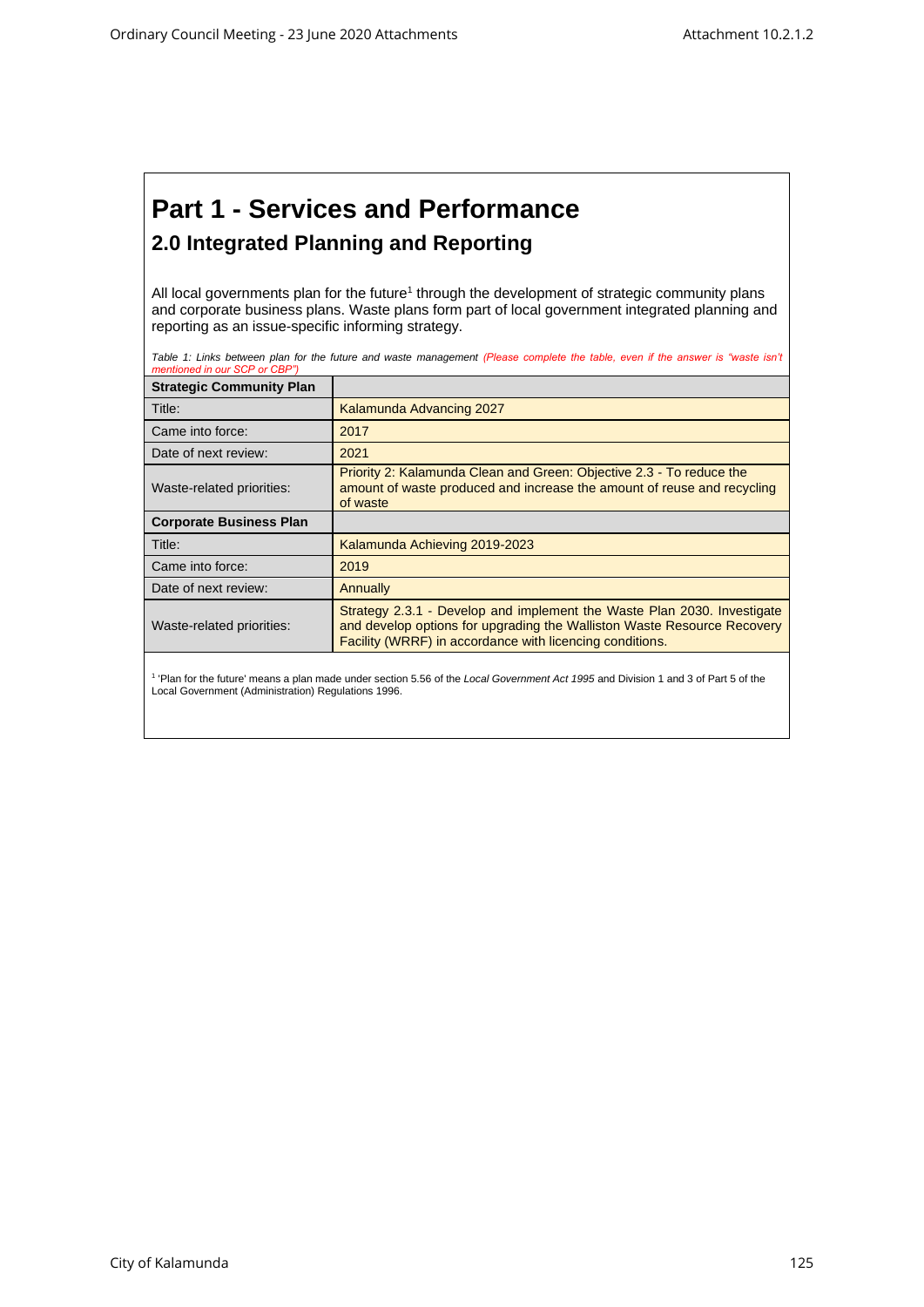# Part 1 - Services and Performance

## 2.0 Integrated Planning and Reporting

All local governments plan for the future[1] through the development of strategic community plans and corporate business plans. Waste plans form part of local government integrated planning and reporting as an issue-specific informing strategy.

*Table 1: Links between plan for the future and waste management (Please complete the table, even if the answer is "waste isn't mentioned in our SCP or CBP")*

| **Strategic Community Plan** | |
|---|---|
| Title: | Kalamunda Advancing 2027 |
| Came into force: | 2017 |
| Date of next review: | 2021 |
| Waste-related priorities: | Priority 2: Kalamunda Clean and Green: Objective 2.3 - To reduce the amount of waste produced and increase the amount of reuse and recycling of waste |
| **Corporate Business Plan** | |
| Title: | Kalamunda Achieving 2019-2023 |
| Came into force: | 2019 |
| Date of next review: | Annually |
| Waste-related priorities: | Strategy 2.3.1 - Develop and implement the Waste Plan 2030. Investigate and develop options for upgrading the Walliston Waste Resource Recovery Facility (WRRF) in accordance with licencing conditions. |

[1] 'Plan for the future' means a plan made under section 5.56 of the *Local Government Act 1995* and Division 1 and 3 of Part 5 of the Local Government (Administration) Regulations 1996.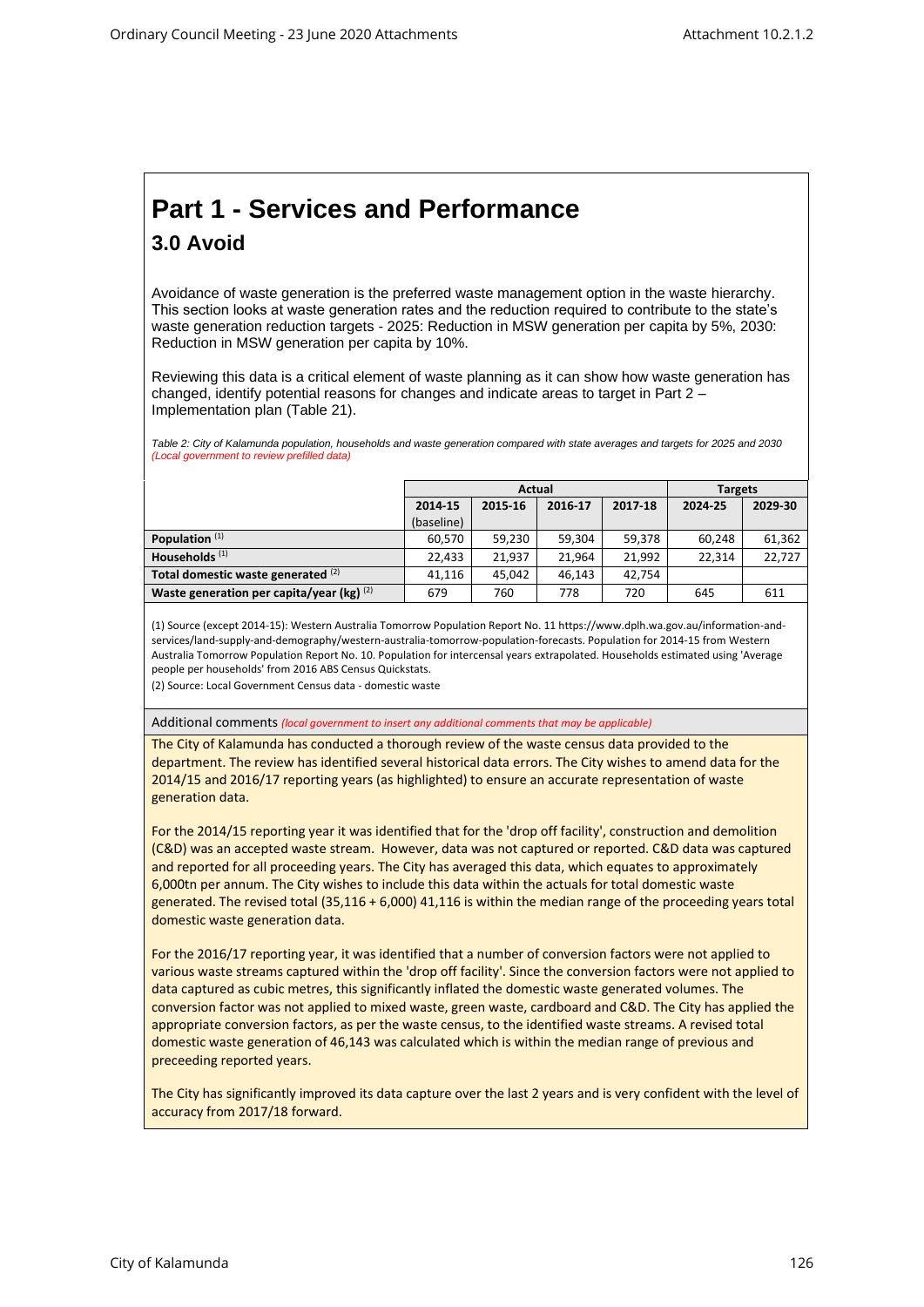# Part 1 - Services and Performance

## 3.0 Avoid

Avoidance of waste generation is the preferred waste management option in the waste hierarchy. This section looks at waste generation rates and the reduction required to contribute to the state's waste generation reduction targets - 2025: Reduction in MSW generation per capita by 5%, 2030: Reduction in MSW generation per capita by 10%.

Reviewing this data is a critical element of waste planning as it can show how waste generation has changed, identify potential reasons for changes and indicate areas to target in Part 2 – Implementation plan (Table 21).

*Table 2: City of Kalamunda population, households and waste generation compared with state averages and targets for 2025 and 2030*
*(Local government to review prefilled data)*

| | Actual | | | | Targets | |
|---|---|---|---|---|---|---|
| | 2014-15 (baseline) | 2015-16 | 2016-17 | 2017-18 | 2024-25 | 2029-30 |
| **Population** (1) | 60,570 | 59,230 | 59,304 | 59,378 | 60,248 | 61,362 |
| **Households** (1) | 22,433 | 21,937 | 21,964 | 21,992 | 22,314 | 22,727 |
| **Total domestic waste generated** (2) | 41,116 | 45,042 | 46,143 | 42,754 | | |
| **Waste generation per capita/year (kg)** (2) | 679 | 760 | 778 | 720 | 645 | 611 |

(1) Source (except 2014-15): Western Australia Tomorrow Population Report No. 11 https://www.dplh.wa.gov.au/information-and-services/land-supply-and-demography/western-australia-tomorrow-population-forecasts. Population for 2014-15 from Western Australia Tomorrow Population Report No. 10. Population for intercensal years extrapolated. Households estimated using 'Average people per households' from 2016 ABS Census Quickstats.
(2) Source: Local Government Census data - domestic waste

Additional comments *(local government to insert any additional comments that may be applicable)*

The City of Kalamunda has conducted a thorough review of the waste census data provided to the department. The review has identified several historical data errors. The City wishes to amend data for the 2014/15 and 2016/17 reporting years (as highlighted) to ensure an accurate representation of waste generation data.

For the 2014/15 reporting year it was identified that for the 'drop off facility', construction and demolition (C&D) was an accepted waste stream. However, data was not captured or reported. C&D data was captured and reported for all proceeding years. The City has averaged this data, which equates to approximately 6,000tn per annum. The City wishes to include this data within the actuals for total domestic waste generated. The revised total (35,116 + 6,000) 41,116 is within the median range of the proceeding years total domestic waste generation data.

For the 2016/17 reporting year, it was identified that a number of conversion factors were not applied to various waste streams captured within the 'drop off facility'. Since the conversion factors were not applied to data captured as cubic metres, this significantly inflated the domestic waste generated volumes. The conversion factor was not applied to mixed waste, green waste, cardboard and C&D. The City has applied the appropriate conversion factors, as per the waste census, to the identified waste streams. A revised total domestic waste generation of 46,143 was calculated which is within the median range of previous and preceeding reported years.

The City has significantly improved its data capture over the last 2 years and is very confident with the level of accuracy from 2017/18 forward.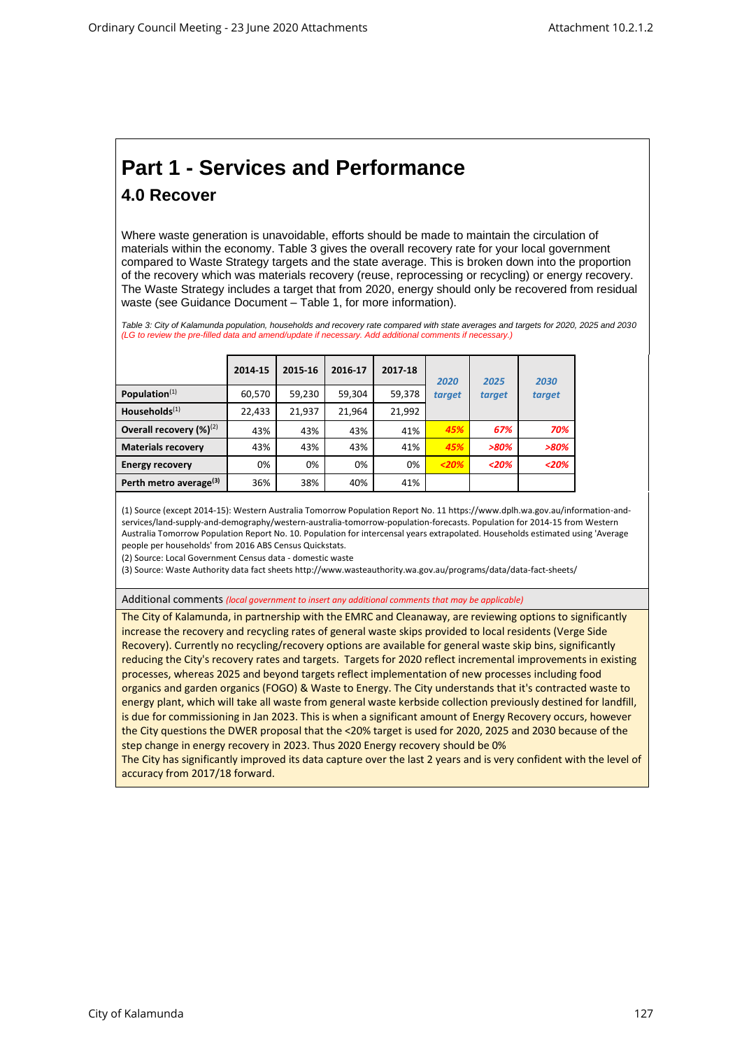# Part 1 - Services and Performance

## 4.0 Recover

Where waste generation is unavoidable, efforts should be made to maintain the circulation of materials within the economy. Table 3 gives the overall recovery rate for your local government compared to Waste Strategy targets and the state average. This is broken down into the proportion of the recovery which was materials recovery (reuse, reprocessing or recycling) or energy recovery. The Waste Strategy includes a target that from 2020, energy should only be recovered from residual waste (see Guidance Document – Table 1, for more information).

*Table 3: City of Kalamunda population, households and recovery rate compared with state averages and targets for 2020, 2025 and 2030*
*(LG to review the pre-filled data and amend/update if necessary. Add additional comments if necessary.)*

| | 2014-15 | 2015-16 | 2016-17 | 2017-18 | *2020 target* | *2025 target* | *2030 target* |
|---|---|---|---|---|---|---|---|
| **Population**(1) | 60,570 | 59,230 | 59,304 | 59,378 | | | |
| **Households**(1) | 22,433 | 21,937 | 21,964 | 21,992 | | | |
| **Overall recovery (%)**(2) | 43% | 43% | 43% | 41% | ***45%*** | ***67%*** | ***70%*** |
| **Materials recovery** | 43% | 43% | 43% | 41% | ***45%*** | ***>80%*** | ***>80%*** |
| **Energy recovery** | 0% | 0% | 0% | 0% | ***<20%*** | ***<20%*** | ***<20%*** |
| **Perth metro average**(3) | 36% | 38% | 40% | 41% | | | |

(1) Source (except 2014-15): Western Australia Tomorrow Population Report No. 11 https://www.dplh.wa.gov.au/information-and-services/land-supply-and-demography/western-australia-tomorrow-population-forecasts. Population for 2014-15 from Western Australia Tomorrow Population Report No. 10. Population for intercensal years extrapolated. Households estimated using 'Average people per households' from 2016 ABS Census Quickstats.
(2) Source: Local Government Census data - domestic waste
(3) Source: Waste Authority data fact sheets http://www.wasteauthority.wa.gov.au/programs/data/data-fact-sheets/

Additional comments *(local government to insert any additional comments that may be applicable)*

The City of Kalamunda, in partnership with the EMRC and Cleanaway, are reviewing options to significantly increase the recovery and recycling rates of general waste skips provided to local residents (Verge Side Recovery). Currently no recycling/recovery options are available for general waste skip bins, significantly reducing the City's recovery rates and targets. Targets for 2020 reflect incremental improvements in existing processes, whereas 2025 and beyond targets reflect implementation of new processes including food organics and garden organics (FOGO) & Waste to Energy. The City understands that it's contracted waste to energy plant, which will take all waste from general waste kerbside collection previously destined for landfill, is due for commissioning in Jan 2023. This is when a significant amount of Energy Recovery occurs, however the City questions the DWER proposal that the <20% target is used for 2020, 2025 and 2030 because of the step change in energy recovery in 2023. Thus 2020 Energy recovery should be 0%
The City has significantly improved its data capture over the last 2 years and is very confident with the level of accuracy from 2017/18 forward.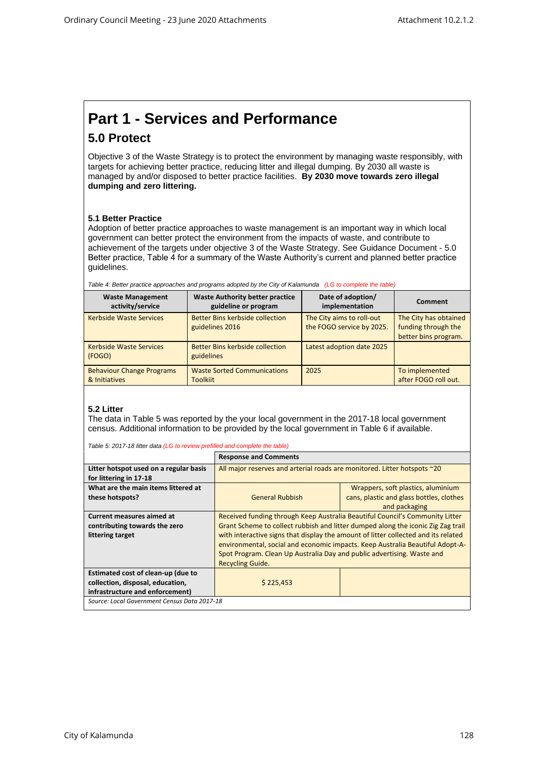# Part 1 - Services and Performance

## 5.0 Protect

Objective 3 of the Waste Strategy is to protect the environment by managing waste responsibly, with targets for achieving better practice, reducing litter and illegal dumping. By 2030 all waste is managed by and/or disposed to better practice facilities. **By 2030 move towards zero illegal dumping and zero littering.**

### 5.1 Better Practice

Adoption of better practice approaches to waste management is an important way in which local government can better protect the environment from the impacts of waste, and contribute to achievement of the targets under objective 3 of the Waste Strategy. See Guidance Document - 5.0 Better practice, Table 4 for a summary of the Waste Authority's current and planned better practice guidelines.

*Table 4: Better practice approaches and programs adopted by the City of Kalamunda (LG to complete the table)*

| Waste Management activity/service | Waste Authority better practice guideline or program | Date of adoption/ implementation | Comment |
|---|---|---|---|
| Kerbside Waste Services | Better Bins kerbside collection guidelines 2016 | The City aims to roll-out the FOGO service by 2025. | The City has obtained funding through the better bins program. |
| Kerbside Waste Services (FOGO) | Better Bins kerbside collection guidelines | Latest adoption date 2025 | |
| Behaviour Change Programs & Initiatives | Waste Sorted Communications Toolkiit | 2025 | To implemented after FOGO roll out. |

### 5.2 Litter

The data in Table 5 was reported by the your local government in the 2017-18 local government census. Additional information to be provided by the local government in Table 6 if available.

*Table 5: 2017-18 litter data (LG to review prefilled and complete the table)*

| | Response and Comments | |
|---|---|---|
| **Litter hotspot used on a regular basis for littering in 17-18** | All major reserves and arterial roads are monitored. Litter hotspots ~20 | |
| **What are the main items littered at these hotspots?** | General Rubbish | Wrappers, soft plastics, aluminium cans, plastic and glass bottles, clothes and packaging |
| **Current measures aimed at contributing towards the zero littering target** | Received funding through Keep Australia Beautiful Council's Community Litter Grant Scheme to collect rubbish and litter dumped along the iconic Zig Zag trail with interactive signs that display the amount of litter collected and its related environmental, social and economic impacts. Keep Australia Beautiful Adopt-A-Spot Program. Clean Up Australia Day and public advertising. Waste and Recycling Guide. | |
| **Estimated cost of clean-up (due to collection, disposal, education, infrastructure and enforcement)** | $ 225,453 | |

*Source: Local Government Census Data 2017-18*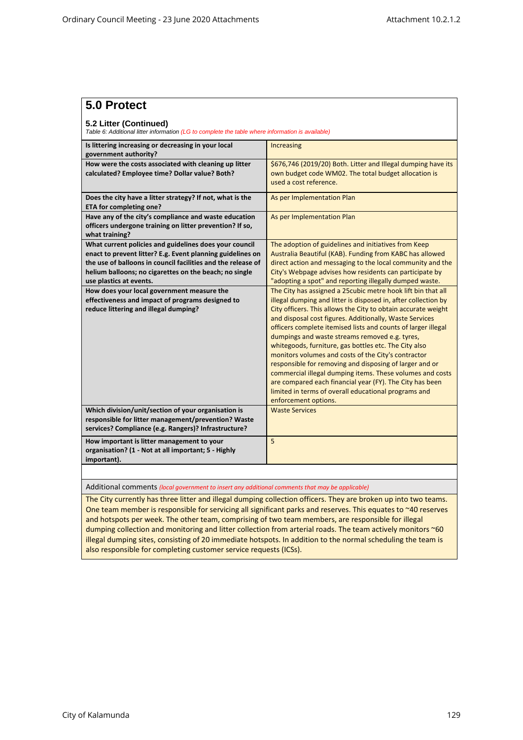# 5.0 Protect

### 5.2 Litter (Continued)

*Table 6: Additional litter information (LG to complete the table where information is available)*

| | |
|---|---|
| **Is littering increasing or decreasing in your local government authority?** | Increasing |
| **How were the costs associated with cleaning up litter calculated? Employee time? Dollar value? Both?** | $676,746 (2019/20) Both. Litter and Illegal dumping have its own budget code WM02. The total budget allocation is used a cost reference. |
| **Does the city have a litter strategy? If not, what is the ETA for completing one?** | As per Implementation Plan |
| **Have any of the city's compliance and waste education officers undergone training on litter prevention? If so, what training?** | As per Implementation Plan |
| **What current policies and guidelines does your council enact to prevent litter? E.g. Event planning guidelines on the use of balloons in council facilities and the release of helium balloons; no cigarettes on the beach; no single use plastics at events.** | The adoption of guidelines and initiatives from Keep Australia Beautiful (KAB). Funding from KABC has allowed direct action and messaging to the local community and the City's Webpage advises how residents can participate by "adopting a spot" and reporting illegally dumped waste. |
| **How does your local government measure the effectiveness and impact of programs designed to reduce littering and illegal dumping?** | The City has assigned a 25cubic metre hook lift bin that all illegal dumping and litter is disposed in, after collection by City officers. This allows the City to obtain accurate weight and disposal cost figures. Additionally, Waste Services officers complete itemised lists and counts of larger illegal dumpings and waste streams removed e.g. tyres, whitegoods, furniture, gas bottles etc. The City also monitors volumes and costs of the City's contractor responsible for removing and disposing of larger and or commercial illegal dumping items. These volumes and costs are compared each financial year (FY). The City has been limited in terms of overall educational programs and enforcement options. |
| **Which division/unit/section of your organisation is responsible for litter management/prevention? Waste services? Compliance (e.g. Rangers)? Infrastructure?** | Waste Services |
| **How important is litter management to your organisation? (1 - Not at all important; 5 - Highly important).** | 5 |

Additional comments *(local government to insert any additional comments that may be applicable)*

The City currently has three litter and illegal dumping collection officers. They are broken up into two teams. One team member is responsible for servicing all significant parks and reserves. This equates to ~40 reserves and hotspots per week. The other team, comprising of two team members, are responsible for illegal dumping collection and monitoring and litter collection from arterial roads. The team actively monitors ~60 illegal dumping sites, consisting of 20 immediate hotspots. In addition to the normal scheduling the team is also responsible for completing customer service requests (ICSs).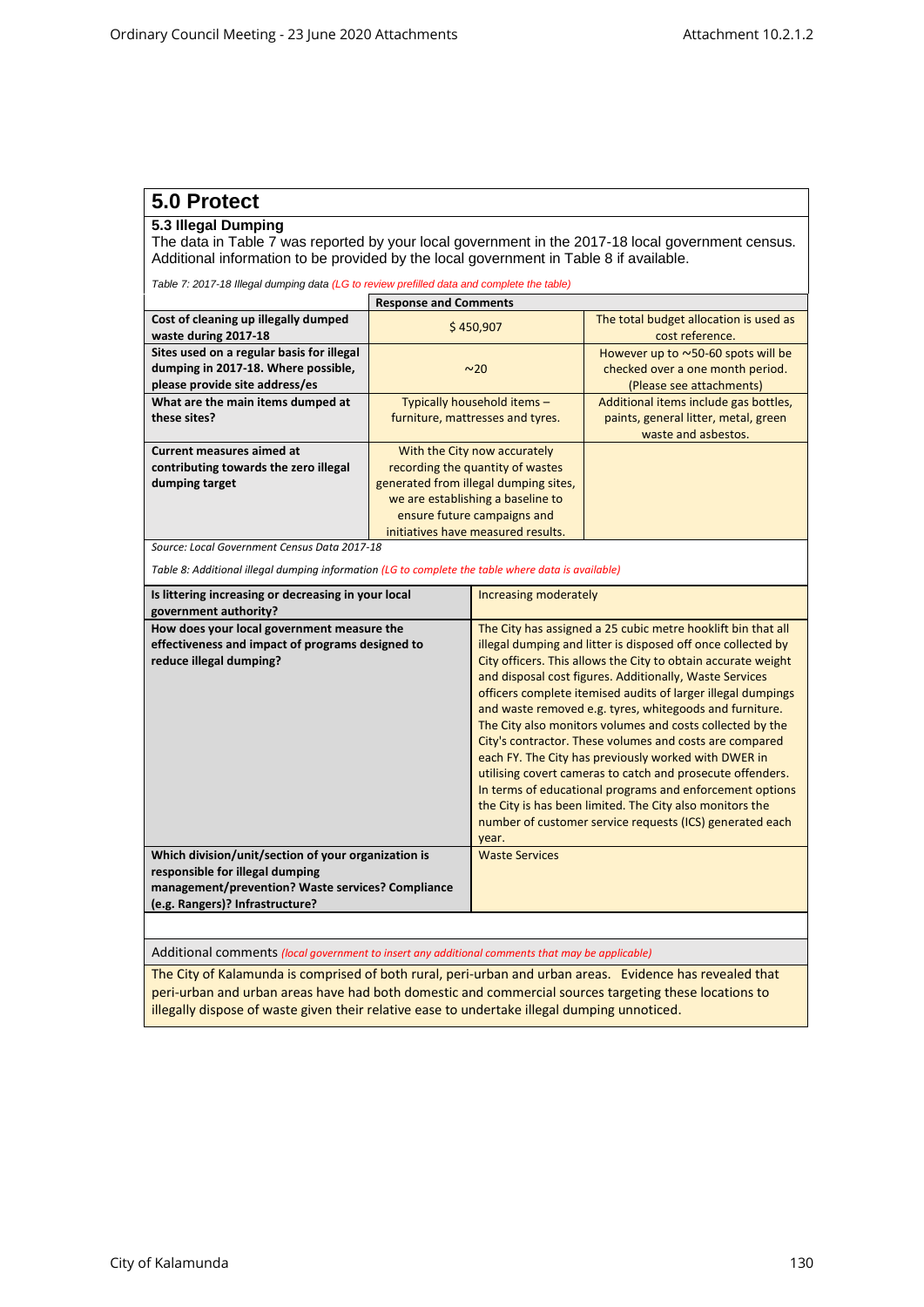# 5.0 Protect

## 5.3 Illegal Dumping

The data in Table 7 was reported by your local government in the 2017-18 local government census. Additional information to be provided by the local government in Table 8 if available.

*Table 7: 2017-18 Illegal dumping data (LG to review prefilled data and complete the table)*

| | Response and Comments | |
|---|---|---|
| **Cost of cleaning up illegally dumped waste during 2017-18** | $ 450,907 | The total budget allocation is used as cost reference. |
| **Sites used on a regular basis for illegal dumping in 2017-18. Where possible, please provide site address/es** | ~20 | However up to ~50-60 spots will be checked over a one month period. (Please see attachments) |
| **What are the main items dumped at these sites?** | Typically household items – furniture, mattresses and tyres. | Additional items include gas bottles, paints, general litter, metal, green waste and asbestos. |
| **Current measures aimed at contributing towards the zero illegal dumping target** | With the City now accurately recording the quantity of wastes generated from illegal dumping sites, we are establishing a baseline to ensure future campaigns and initiatives have measured results. | |

*Source: Local Government Census Data 2017-18*

*Table 8: Additional illegal dumping information (LG to complete the table where data is available)*

| | |
|---|---|
| **Is littering increasing or decreasing in your local government authority?** | Increasing moderately |
| **How does your local government measure the effectiveness and impact of programs designed to reduce illegal dumping?** | The City has assigned a 25 cubic metre hooklift bin that all illegal dumping and litter is disposed off once collected by City officers. This allows the City to obtain accurate weight and disposal cost figures. Additionally, Waste Services officers complete itemised audits of larger illegal dumpings and waste removed e.g. tyres, whitegoods and furniture. The City also monitors volumes and costs collected by the City's contractor. These volumes and costs are compared each FY. The City has previously worked with DWER in utilising covert cameras to catch and prosecute offenders. In terms of educational programs and enforcement options the City is has been limited. The City also monitors the number of customer service requests (ICS) generated each year. |
| **Which division/unit/section of your organization is responsible for illegal dumping management/prevention? Waste services? Compliance (e.g. Rangers)? Infrastructure?** | Waste Services |

Additional comments *(local government to insert any additional comments that may be applicable)*

The City of Kalamunda is comprised of both rural, peri-urban and urban areas. Evidence has revealed that peri-urban and urban areas have had both domestic and commercial sources targeting these locations to illegally dispose of waste given their relative ease to undertake illegal dumping unnoticed.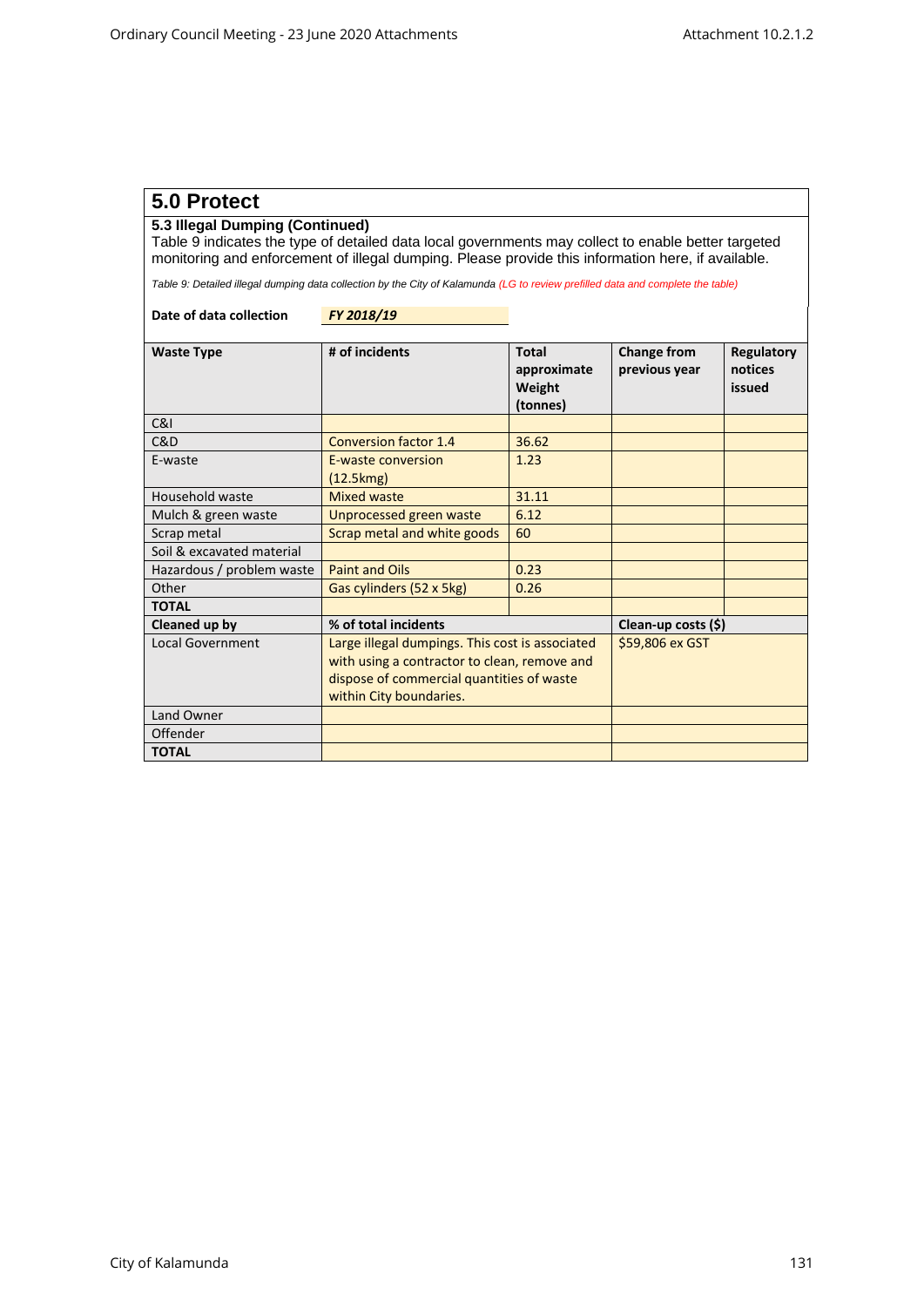# 5.0 Protect

### 5.3 Illegal Dumping (Continued)

Table 9 indicates the type of detailed data local governments may collect to enable better targeted monitoring and enforcement of illegal dumping. Please provide this information here, if available.

*Table 9: Detailed illegal dumping data collection by the City of Kalamunda (LG to review prefilled data and complete the table)*

**Date of data collection** ***FY 2018/19***

| Waste Type | # of incidents | Total approximate Weight (tonnes) | Change from previous year | Regulatory notices issued |
|---|---|---|---|---|
| C&I | | | | |
| C&D | Conversion factor 1.4 | 36.62 | | |
| E-waste | E-waste conversion (12.5kmg) | 1.23 | | |
| Household waste | Mixed waste | 31.11 | | |
| Mulch & green waste | Unprocessed green waste | 6.12 | | |
| Scrap metal | Scrap metal and white goods | 60 | | |
| Soil & excavated material | | | | |
| Hazardous / problem waste | Paint and Oils | 0.23 | | |
| Other | Gas cylinders (52 x 5kg) | 0.26 | | |
| **TOTAL** | | | | |
| **Cleaned up by** | **% of total incidents** | | **Clean-up costs ($)** | |
| Local Government | Large illegal dumpings. This cost is associated with using a contractor to clean, remove and dispose of commercial quantities of waste within City boundaries. | | $59,806 ex GST | |
| Land Owner | | | | |
| Offender | | | | |
| **TOTAL** | | | | |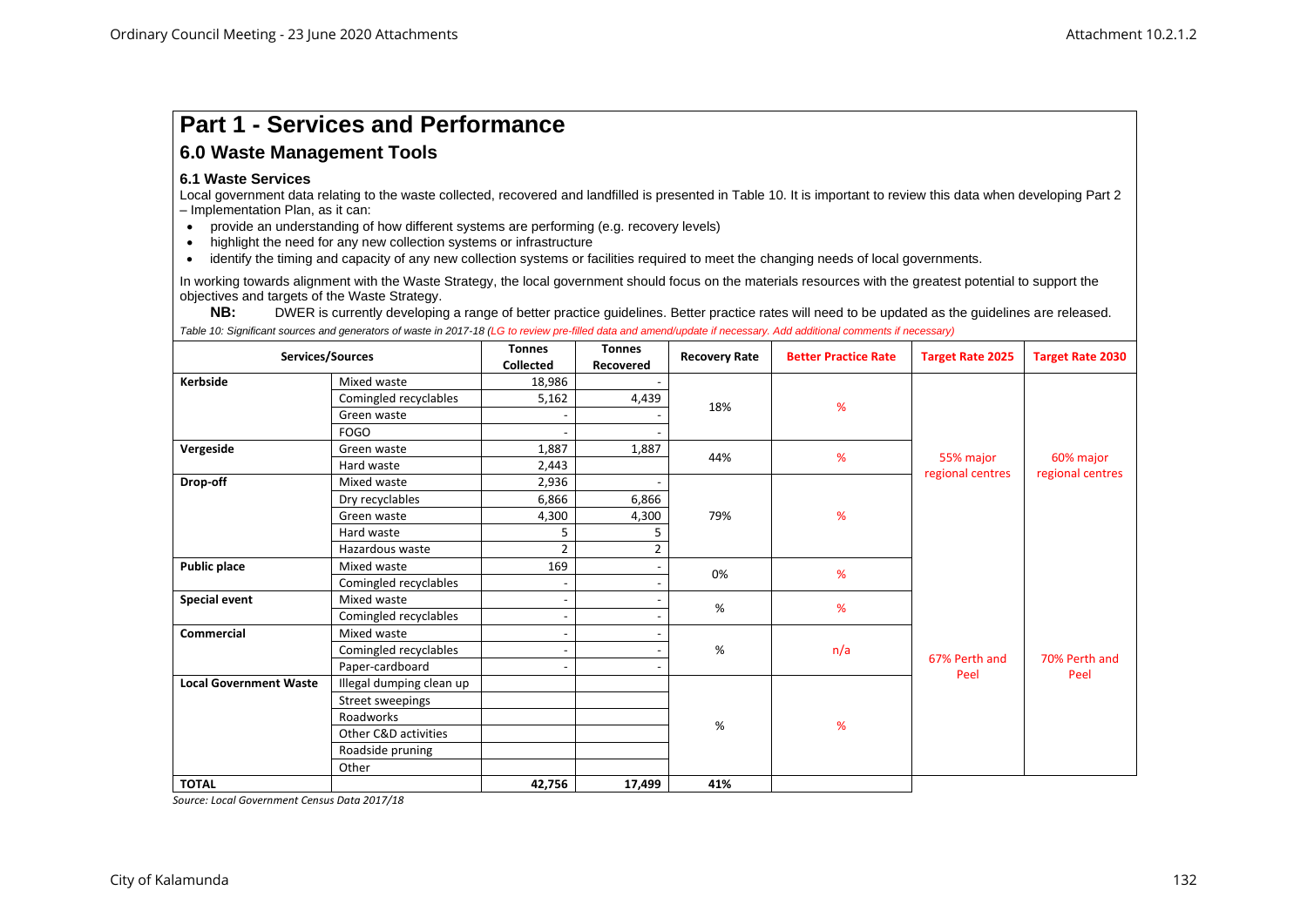# Part 1 - Services and Performance

## 6.0 Waste Management Tools

### 6.1 Waste Services

Local government data relating to the waste collected, recovered and landfilled is presented in Table 10. It is important to review this data when developing Part 2 – Implementation Plan, as it can:

- provide an understanding of how different systems are performing (e.g. recovery levels)
- highlight the need for any new collection systems or infrastructure
- identify the timing and capacity of any new collection systems or facilities required to meet the changing needs of local governments.

In working towards alignment with the Waste Strategy, the local government should focus on the materials resources with the greatest potential to support the objectives and targets of the Waste Strategy.

**NB:** DWER is currently developing a range of better practice guidelines. Better practice rates will need to be updated as the guidelines are released.

*Table 10: Significant sources and generators of waste in 2017-18 (LG to review pre-filled data and amend/update if necessary. Add additional comments if necessary)*

| Services/Sources | | Tonnes Collected | Tonnes Recovered | Recovery Rate | Better Practice Rate | Target Rate 2025 | Target Rate 2030 |
|---|---|---|---|---|---|---|---|
| **Kerbside** | Mixed waste | 18,986 | - | 18% | % | 55% major regional centres | 60% major regional centres |
| | Comingled recyclables | 5,162 | 4,439 | | | | |
| | Green waste | - | - | | | | |
| | FOGO | - | - | | | | |
| **Vergeside** | Green waste | 1,887 | 1,887 | 44% | % | | |
| | Hard waste | 2,443 | | | | | |
| **Drop-off** | Mixed waste | 2,936 | - | 79% | % | | |
| | Dry recyclables | 6,866 | 6,866 | | | | |
| | Green waste | 4,300 | 4,300 | | | | |
| | Hard waste | 5 | 5 | | | | |
| | Hazardous waste | 2 | 2 | | | | |
| **Public place** | Mixed waste | 169 | - | 0% | % | | |
| | Comingled recyclables | - | - | | | | |
| **Special event** | Mixed waste | - | - | % | % | | |
| | Comingled recyclables | - | - | | | | |
| **Commercial** | Mixed waste | - | - | % | n/a | 67% Perth and Peel | 70% Perth and Peel |
| | Comingled recyclables | - | - | | | | |
| | Paper-cardboard | - | - | | | | |
| **Local Government Waste** | Illegal dumping clean up | | | % | % | | |
| | Street sweepings | | | | | | |
| | Roadworks | | | | | | |
| | Other C&D activities | | | | | | |
| | Roadside pruning | | | | | | |
| | Other | | | | | | |
| **TOTAL** | | **42,756** | **17,499** | **41%** | | | |

*Source: Local Government Census Data 2017/18*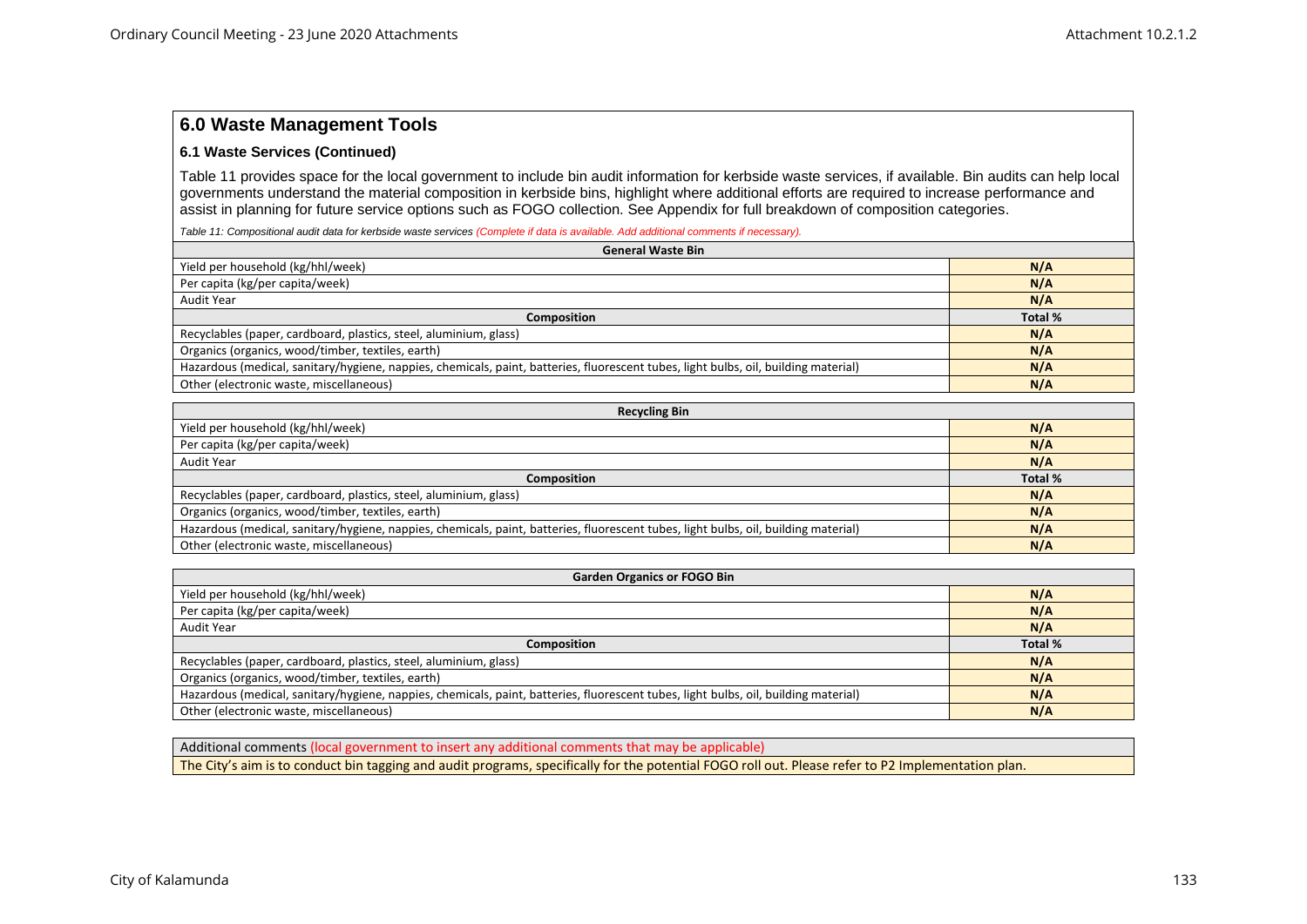## 6.0 Waste Management Tools

### 6.1 Waste Services (Continued)

Table 11 provides space for the local government to include bin audit information for kerbside waste services, if available. Bin audits can help local governments understand the material composition in kerbside bins, highlight where additional efforts are required to increase performance and assist in planning for future service options such as FOGO collection. See Appendix for full breakdown of composition categories.

*Table 11: Compositional audit data for kerbside waste services (Complete if data is available. Add additional comments if necessary).*

| General Waste Bin | |
|---|---|
| Yield per household (kg/hhl/week) | N/A |
| Per capita (kg/per capita/week) | N/A |
| Audit Year | N/A |
| **Composition** | **Total %** |
| Recyclables (paper, cardboard, plastics, steel, aluminium, glass) | N/A |
| Organics (organics, wood/timber, textiles, earth) | N/A |
| Hazardous (medical, sanitary/hygiene, nappies, chemicals, paint, batteries, fluorescent tubes, light bulbs, oil, building material) | N/A |
| Other (electronic waste, miscellaneous) | N/A |

| Recycling Bin | |
|---|---|
| Yield per household (kg/hhl/week) | N/A |
| Per capita (kg/per capita/week) | N/A |
| Audit Year | N/A |
| **Composition** | **Total %** |
| Recyclables (paper, cardboard, plastics, steel, aluminium, glass) | N/A |
| Organics (organics, wood/timber, textiles, earth) | N/A |
| Hazardous (medical, sanitary/hygiene, nappies, chemicals, paint, batteries, fluorescent tubes, light bulbs, oil, building material) | N/A |
| Other (electronic waste, miscellaneous) | N/A |

| Garden Organics or FOGO Bin | |
|---|---|
| Yield per household (kg/hhl/week) | N/A |
| Per capita (kg/per capita/week) | N/A |
| Audit Year | N/A |
| **Composition** | **Total %** |
| Recyclables (paper, cardboard, plastics, steel, aluminium, glass) | N/A |
| Organics (organics, wood/timber, textiles, earth) | N/A |
| Hazardous (medical, sanitary/hygiene, nappies, chemicals, paint, batteries, fluorescent tubes, light bulbs, oil, building material) | N/A |
| Other (electronic waste, miscellaneous) | N/A |

| Additional comments (local government to insert any additional comments that may be applicable) |
|---|
| The City's aim is to conduct bin tagging and audit programs, specifically for the potential FOGO roll out. Please refer to P2 Implementation plan. |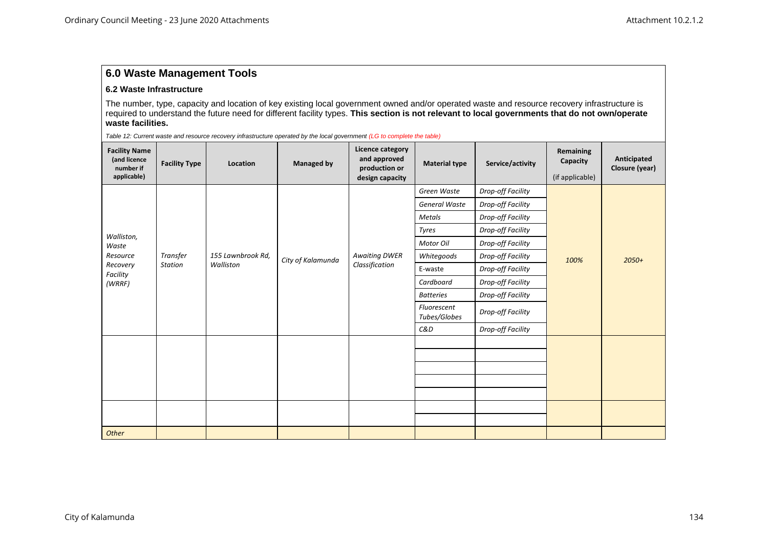## 6.0 Waste Management Tools

### 6.2 Waste Infrastructure

The number, type, capacity and location of key existing local government owned and/or operated waste and resource recovery infrastructure is required to understand the future need for different facility types. **This section is not relevant to local governments that do not own/operate waste facilities.**

*Table 12: Current waste and resource recovery infrastructure operated by the local government (LG to complete the table)*

| Facility Name (and licence number if applicable) | Facility Type | Location | Managed by | Licence category and approved production or design capacity | Material type | Service/activity | Remaining Capacity (if applicable) | Anticipated Closure (year) |
|---|---|---|---|---|---|---|---|---|
| *Walliston, Waste Resource Recovery Facility (WRRF)* | *Transfer Station* | *155 Lawnbrook Rd, Walliston* | *City of Kalamunda* | *Awaiting DWER Classification* | *Green Waste* | *Drop-off Facility* | *100%* | *2050+* |
| | | | | | *General Waste* | *Drop-off Facility* | | |
| | | | | | *Metals* | *Drop-off Facility* | | |
| | | | | | *Tyres* | *Drop-off Facility* | | |
| | | | | | *Motor Oil* | *Drop-off Facility* | | |
| | | | | | *Whitegoods* | *Drop-off Facility* | | |
| | | | | | E-waste | *Drop-off Facility* | | |
| | | | | | *Cardboard* | *Drop-off Facility* | | |
| | | | | | *Batteries* | *Drop-off Facility* | | |
| | | | | | *Fluorescent Tubes/Globes* | *Drop-off Facility* | | |
| | | | | | *C&D* | *Drop-off Facility* | | |
| | | | | | | | | |
| | | | | | | | | |
| | | | | | | | | |
| | | | | | | | | |
| | | | | | | | | |
| | | | | | | | | |
| | | | | | | | | |
| *Other* | | | | | | | | |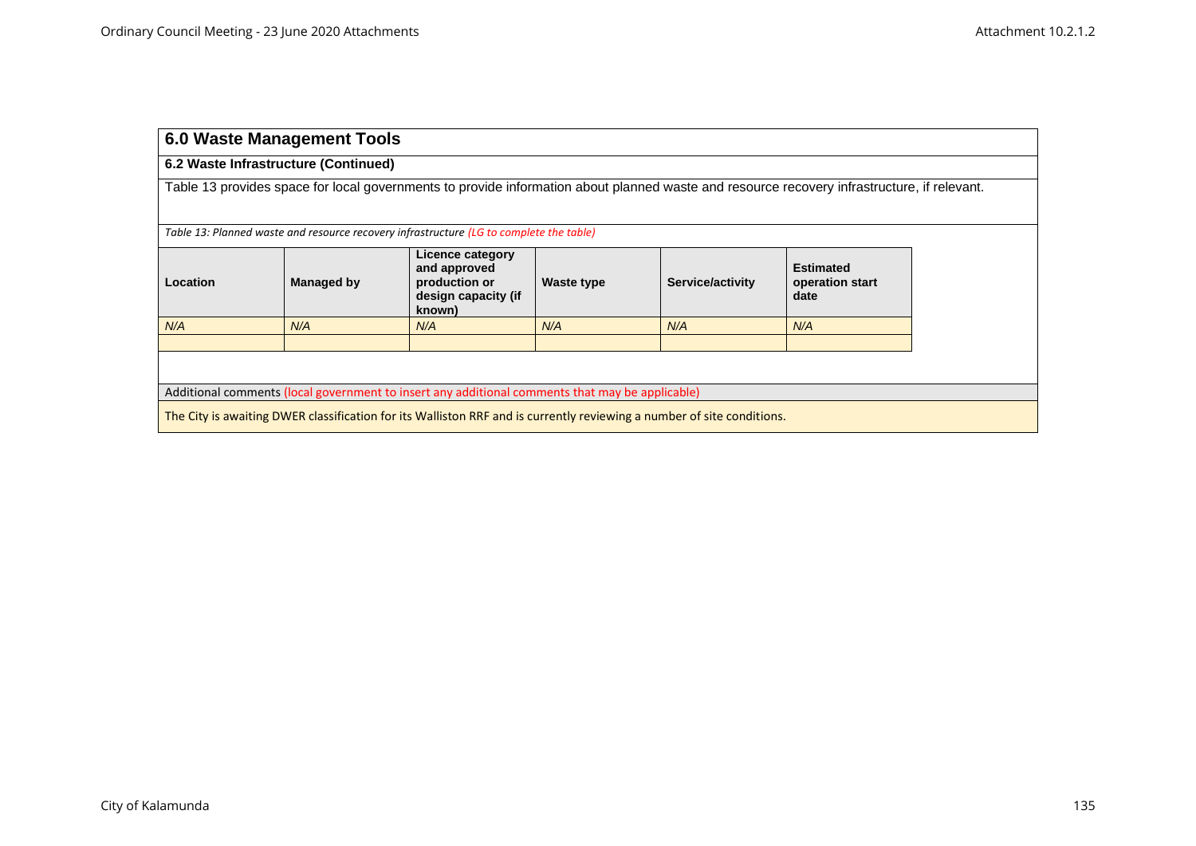## 6.0 Waste Management Tools

### 6.2 Waste Infrastructure (Continued)

Table 13 provides space for local governments to provide information about planned waste and resource recovery infrastructure, if relevant.

*Table 13: Planned waste and resource recovery infrastructure (LG to complete the table)*

| Location | Managed by | Licence category and approved production or design capacity (if known) | Waste type | Service/activity | Estimated operation start date |
|---|---|---|---|---|---|
| *N/A* | *N/A* | *N/A* | *N/A* | *N/A* | *N/A* |
| | | | | | |

Additional comments (local government to insert any additional comments that may be applicable)

The City is awaiting DWER classification for its Walliston RRF and is currently reviewing a number of site conditions.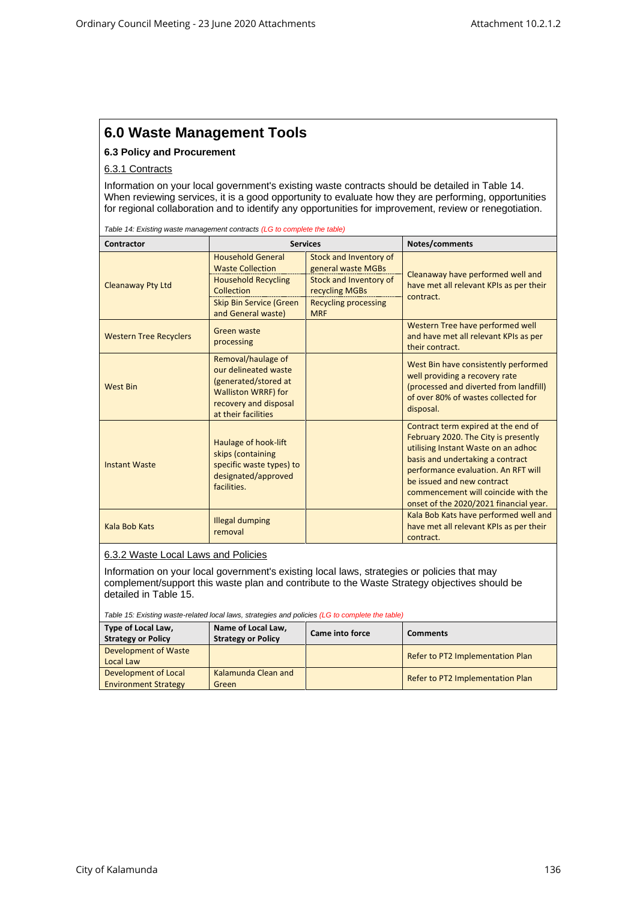# 6.0 Waste Management Tools

## 6.3 Policy and Procurement

### 6.3.1 Contracts

Information on your local government's existing waste contracts should be detailed in Table 14. When reviewing services, it is a good opportunity to evaluate how they are performing, opportunities for regional collaboration and to identify any opportunities for improvement, review or renegotiation.

*Table 14: Existing waste management contracts (LG to complete the table)*

| Contractor | Services | | Notes/comments |
|---|---|---|---|
| Cleanaway Pty Ltd | Household General Waste Collection | Stock and Inventory of general waste MGBs | Cleanaway have performed well and have met all relevant KPIs as per their contract. |
| | Household Recycling Collection | Stock and Inventory of recycling MGBs | |
| | Skip Bin Service (Green and General waste) | Recycling processing MRF | |
| Western Tree Recyclers | Green waste processing | | Western Tree have performed well and have met all relevant KPIs as per their contract. |
| West Bin | Removal/haulage of our delineated waste (generated/stored at Walliston WRRF) for recovery and disposal at their facilities | | West Bin have consistently performed well providing a recovery rate (processed and diverted from landfill) of over 80% of wastes collected for disposal. |
| Instant Waste | Haulage of hook-lift skips (containing specific waste types) to designated/approved facilities. | | Contract term expired at the end of February 2020. The City is presently utilising Instant Waste on an adhoc basis and undertaking a contract performance evaluation. An RFT will be issued and new contract commencement will coincide with the onset of the 2020/2021 financial year. |
| Kala Bob Kats | Illegal dumping removal | | Kala Bob Kats have performed well and have met all relevant KPIs as per their contract. |

### 6.3.2 Waste Local Laws and Policies

Information on your local government's existing local laws, strategies or policies that may complement/support this waste plan and contribute to the Waste Strategy objectives should be detailed in Table 15.

*Table 15: Existing waste-related local laws, strategies and policies (LG to complete the table)*

| Type of Local Law, Strategy or Policy | Name of Local Law, Strategy or Policy | Came into force | Comments |
|---|---|---|---|
| Development of Waste Local Law | | | Refer to PT2 Implementation Plan |
| Development of Local Environment Strategy | Kalamunda Clean and Green | | Refer to PT2 Implementation Plan |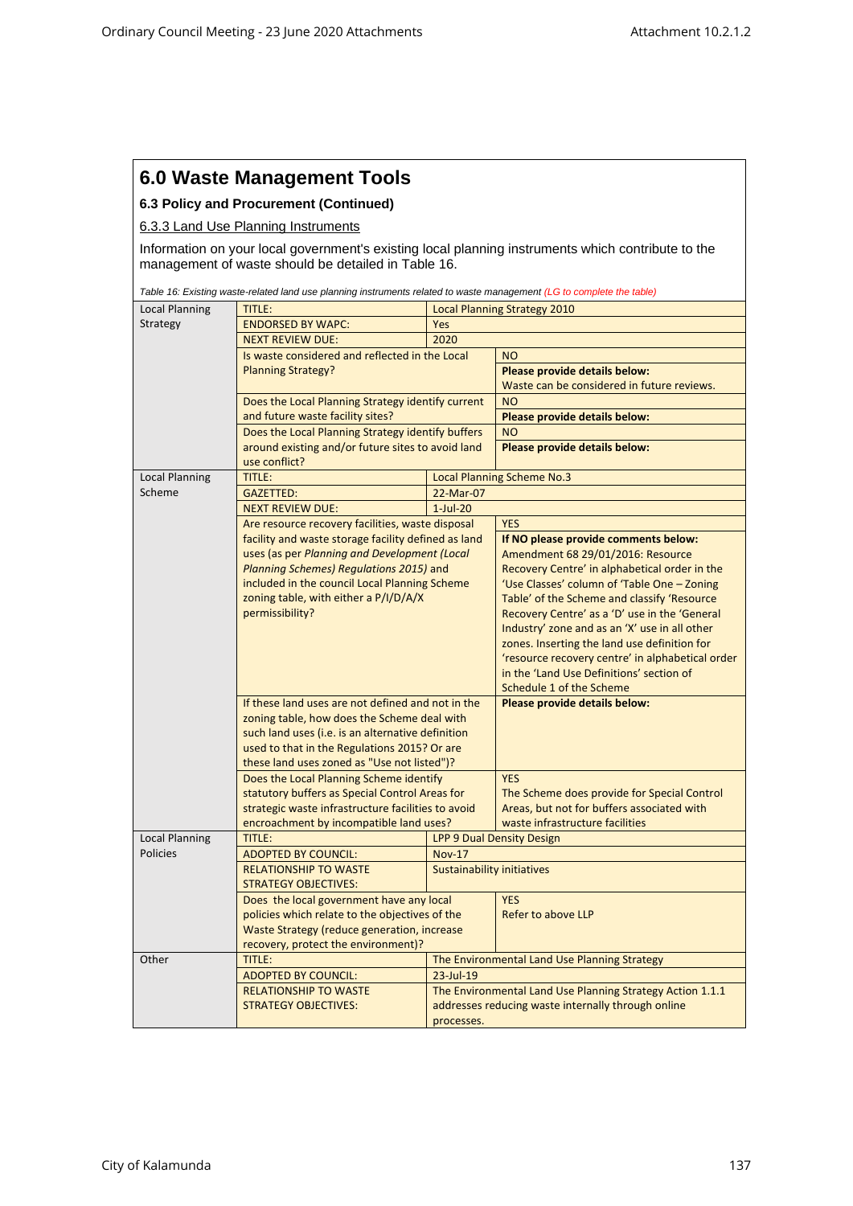# 6.0 Waste Management Tools

## 6.3 Policy and Procurement (Continued)

### 6.3.3 Land Use Planning Instruments

Information on your local government's existing local planning instruments which contribute to the management of waste should be detailed in Table 16.

*Table 16: Existing waste-related land use planning instruments related to waste management (LG to complete the table)*

| | | | |
|---|---|---|---|
| Local Planning Strategy | TITLE: | Local Planning Strategy 2010 | |
| | ENDORSED BY WAPC: | Yes | |
| | NEXT REVIEW DUE: | 2020 | |
| | Is waste considered and reflected in the Local Planning Strategy? | | NO<br>**Please provide details below:**<br>Waste can be considered in future reviews. |
| | Does the Local Planning Strategy identify current and future waste facility sites? | | NO<br>**Please provide details below:** |
| | Does the Local Planning Strategy identify buffers around existing and/or future sites to avoid land use conflict? | | NO<br>**Please provide details below:** |
| Local Planning Scheme | TITLE: | Local Planning Scheme No.3 | |
| | GAZETTED: | 22-Mar-07 | |
| | NEXT REVIEW DUE: | 1-Jul-20 | |
| | Are resource recovery facilities, waste disposal facility and waste storage facility defined as land uses (as per *Planning and Development (Local Planning Schemes) Regulations 2015)* and included in the council Local Planning Scheme zoning table, with either a P/I/D/A/X permissibility? | | YES<br>**If NO please provide comments below:**<br>Amendment 68 29/01/2016: Resource Recovery Centre' in alphabetical order in the 'Use Classes' column of 'Table One – Zoning Table' of the Scheme and classify 'Resource Recovery Centre' as a 'D' use in the 'General Industry' zone and as an 'X' use in all other zones. Inserting the land use definition for 'resource recovery centre' in alphabetical order in the 'Land Use Definitions' section of Schedule 1 of the Scheme |
| | If these land uses are not defined and not in the zoning table, how does the Scheme deal with such land uses (i.e. is an alternative definition used to that in the Regulations 2015? Or are these land uses zoned as "Use not listed")? | | **Please provide details below:** |
| | Does the Local Planning Scheme identify statutory buffers as Special Control Areas for strategic waste infrastructure facilities to avoid encroachment by incompatible land uses? | | YES<br>The Scheme does provide for Special Control Areas, but not for buffers associated with waste infrastructure facilities |
| Local Planning Policies | TITLE: | LPP 9 Dual Density Design | |
| | ADOPTED BY COUNCIL: | Nov-17 | |
| | RELATIONSHIP TO WASTE STRATEGY OBJECTIVES: | Sustainability initiatives | |
| | Does the local government have any local policies which relate to the objectives of the Waste Strategy (reduce generation, increase recovery, protect the environment)? | | YES<br>Refer to above LLP |
| Other | TITLE: | The Environmental Land Use Planning Strategy | |
| | ADOPTED BY COUNCIL: | 23-Jul-19 | |
| | RELATIONSHIP TO WASTE STRATEGY OBJECTIVES: | The Environmental Land Use Planning Strategy Action 1.1.1 addresses reducing waste internally through online processes. | |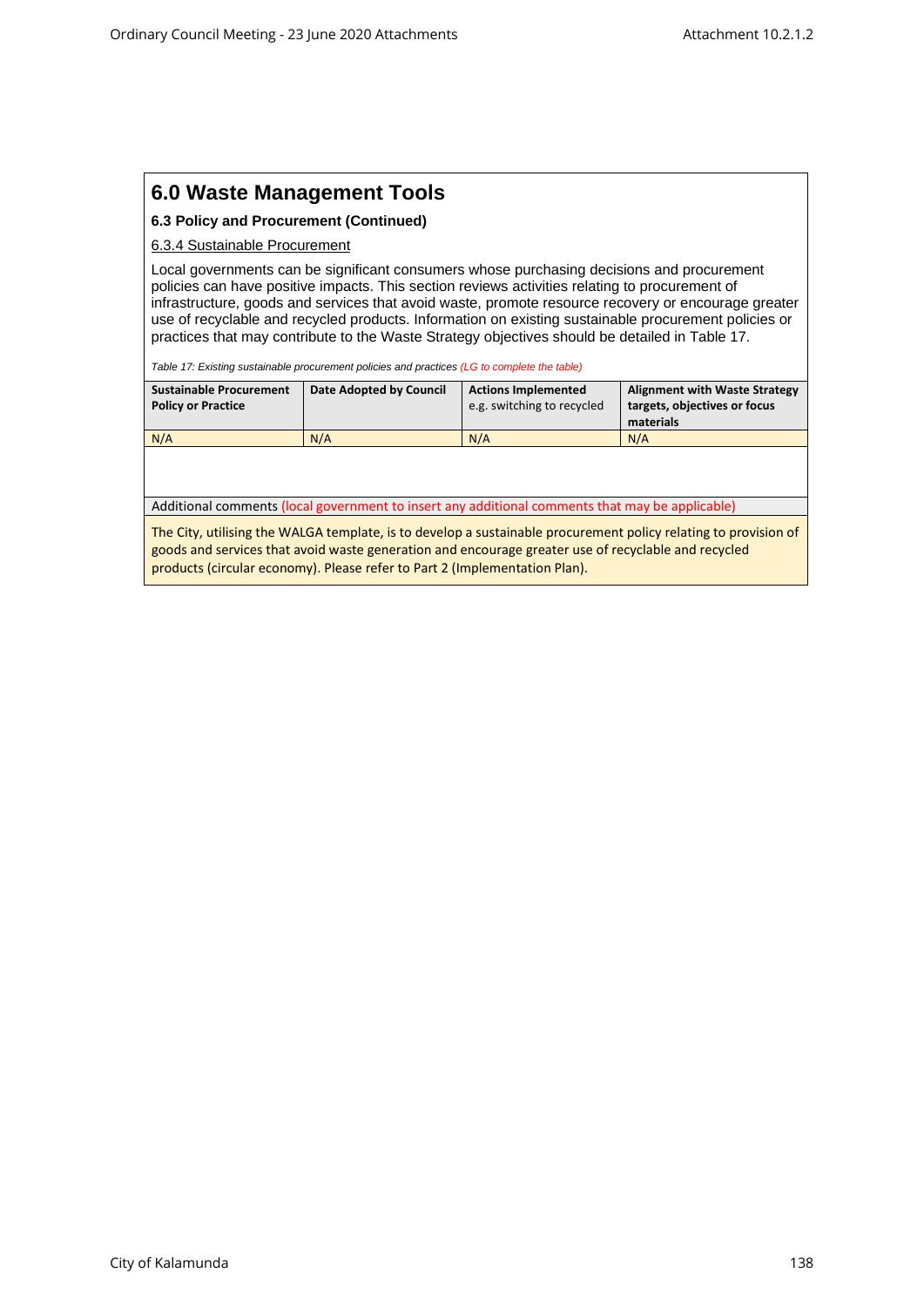# 6.0 Waste Management Tools

### 6.3 Policy and Procurement (Continued)

6.3.4 Sustainable Procurement

Local governments can be significant consumers whose purchasing decisions and procurement policies can have positive impacts. This section reviews activities relating to procurement of infrastructure, goods and services that avoid waste, promote resource recovery or encourage greater use of recyclable and recycled products. Information on existing sustainable procurement policies or practices that may contribute to the Waste Strategy objectives should be detailed in Table 17.

*Table 17: Existing sustainable procurement policies and practices (LG to complete the table)*

| **Sustainable Procurement Policy or Practice** | **Date Adopted by Council** | **Actions Implemented** e.g. switching to recycled | **Alignment with Waste Strategy targets, objectives or focus materials** |
|---|---|---|---|
| N/A | N/A | N/A | N/A |
| | | | |

Additional comments (local government to insert any additional comments that may be applicable)

The City, utilising the WALGA template, is to develop a sustainable procurement policy relating to provision of goods and services that avoid waste generation and encourage greater use of recyclable and recycled products (circular economy). Please refer to Part 2 (Implementation Plan).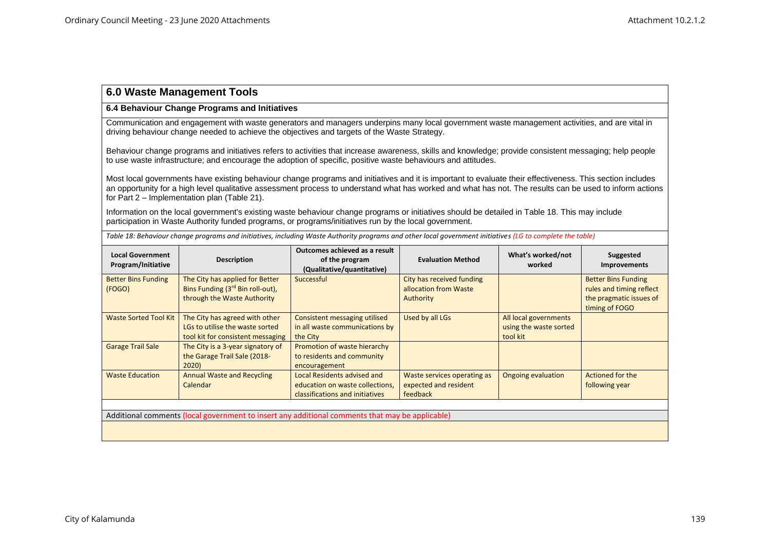## 6.0 Waste Management Tools

### 6.4 Behaviour Change Programs and Initiatives

Communication and engagement with waste generators and managers underpins many local government waste management activities, and are vital in driving behaviour change needed to achieve the objectives and targets of the Waste Strategy.

Behaviour change programs and initiatives refers to activities that increase awareness, skills and knowledge; provide consistent messaging; help people to use waste infrastructure; and encourage the adoption of specific, positive waste behaviours and attitudes.

Most local governments have existing behaviour change programs and initiatives and it is important to evaluate their effectiveness. This section includes an opportunity for a high level qualitative assessment process to understand what has worked and what has not. The results can be used to inform actions for Part 2 – Implementation plan (Table 21).

Information on the local government's existing waste behaviour change programs or initiatives should be detailed in Table 18. This may include participation in Waste Authority funded programs, or programs/initiatives run by the local government.

*Table 18: Behaviour change programs and initiatives, including Waste Authority programs and other local government initiatives (LG to complete the table)*

| Local Government Program/Initiative | Description | Outcomes achieved as a result of the program (Qualitative/quantitative) | Evaluation Method | What's worked/not worked | Suggested Improvements |
|---|---|---|---|---|---|
| Better Bins Funding (FOGO) | The City has applied for Better Bins Funding (3rd Bin roll-out), through the Waste Authority | Successful | City has received funding allocation from Waste Authority | | Better Bins Funding rules and timing reflect the pragmatic issues of timing of FOGO |
| Waste Sorted Tool Kit | The City has agreed with other LGs to utilise the waste sorted tool kit for consistent messaging | Consistent messaging utilised in all waste communications by the City | Used by all LGs | All local governments using the waste sorted tool kit | |
| Garage Trail Sale | The City is a 3-year signatory of the Garage Trail Sale (2018-2020) | Promotion of waste hierarchy to residents and community encouragement | | | |
| Waste Education | Annual Waste and Recycling Calendar | Local Residents advised and education on waste collections, classifications and initiatives | Waste services operating as expected and resident feedback | Ongoing evaluation | Actioned for the following year |

Additional comments (local government to insert any additional comments that may be applicable)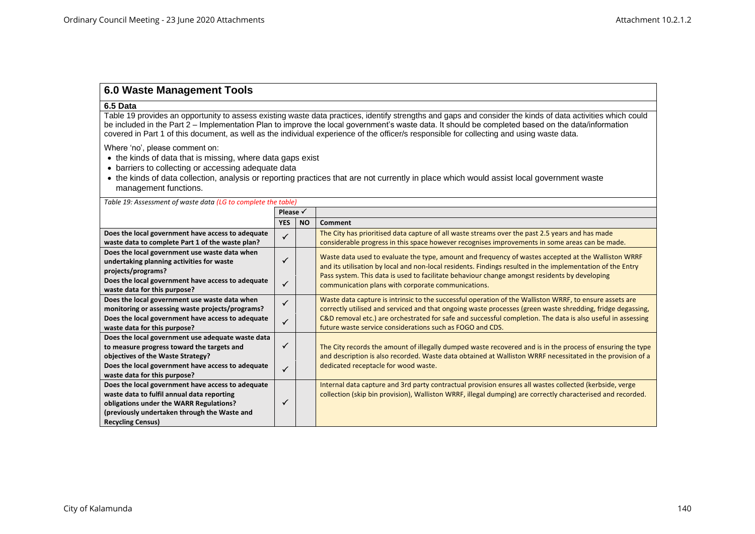## 6.0 Waste Management Tools

### 6.5 Data

Table 19 provides an opportunity to assess existing waste data practices, identify strengths and gaps and consider the kinds of data activities which could be included in the Part 2 – Implementation Plan to improve the local government's waste data. It should be completed based on the data/information covered in Part 1 of this document, as well as the individual experience of the officer/s responsible for collecting and using waste data.

Where 'no', please comment on:

- the kinds of data that is missing, where data gaps exist
- barriers to collecting or accessing adequate data
- the kinds of data collection, analysis or reporting practices that are not currently in place which would assist local government waste management functions.

*Table 19: Assessment of waste data (LG to complete the table)*

| | Please ✓ | | |
|---|---|---|---|
| | **YES** | **NO** | **Comment** |
| **Does the local government have access to adequate waste data to complete Part 1 of the waste plan?** | ✓ | | The City has prioritised data capture of all waste streams over the past 2.5 years and has made considerable progress in this space however recognises improvements in some areas can be made. |
| **Does the local government use waste data when undertaking planning activities for waste projects/programs?** | ✓ | | Waste data used to evaluate the type, amount and frequency of wastes accepted at the Walliston WRRF and its utilisation by local and non-local residents. Findings resulted in the implementation of the Entry Pass system. This data is used to facilitate behaviour change amongst residents by developing communication plans with corporate communications. |
| **Does the local government have access to adequate waste data for this purpose?** | ✓ | | |
| **Does the local government use waste data when monitoring or assessing waste projects/programs?** | ✓ | | Waste data capture is intrinsic to the successful operation of the Walliston WRRF, to ensure assets are correctly utilised and serviced and that ongoing waste processes (green waste shredding, fridge degassing, C&D removal etc.) are orchestrated for safe and successful completion. The data is also useful in assessing future waste service considerations such as FOGO and CDS. |
| **Does the local government have access to adequate waste data for this purpose?** | ✓ | | |
| **Does the local government use adequate waste data to measure progress toward the targets and objectives of the Waste Strategy?** | ✓ | | The City records the amount of illegally dumped waste recovered and is in the process of ensuring the type and description is also recorded. Waste data obtained at Walliston WRRF necessitated in the provision of a dedicated receptacle for wood waste. |
| **Does the local government have access to adequate waste data for this purpose?** | ✓ | | |
| **Does the local government have access to adequate waste data to fulfil annual data reporting obligations under the WARR Regulations? (previously undertaken through the Waste and Recycling Census)** | ✓ | | Internal data capture and 3rd party contractual provision ensures all wastes collected (kerbside, verge collection (skip bin provision), Walliston WRRF, illegal dumping) are correctly characterised and recorded. |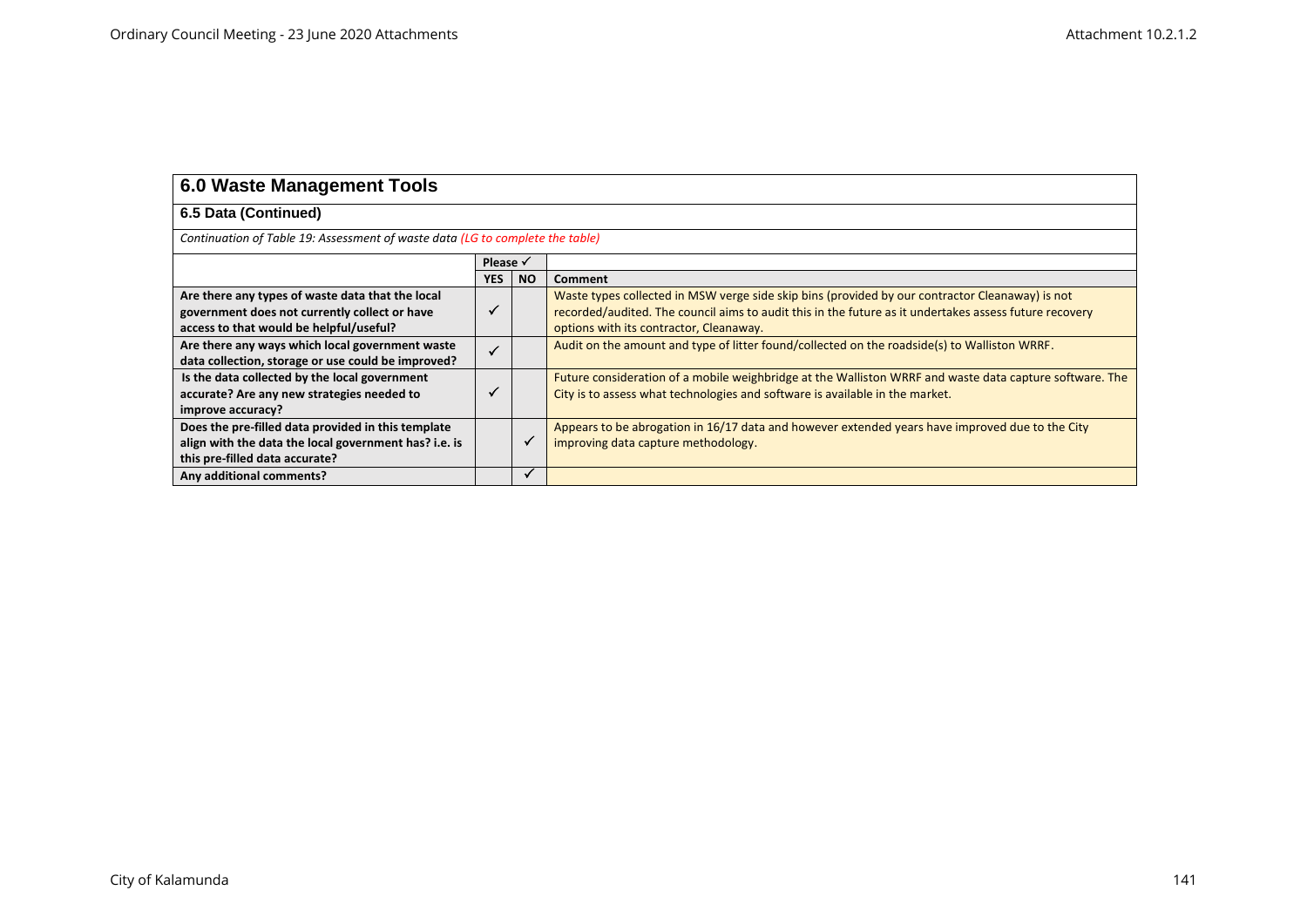## 6.0 Waste Management Tools

### 6.5 Data (Continued)

*Continuation of Table 19: Assessment of waste data (LG to complete the table)*

| | Please ✓ | | |
|---|---|---|---|
| | **YES** | **NO** | **Comment** |
| **Are there any types of waste data that the local government does not currently collect or have access to that would be helpful/useful?** | ✓ | | Waste types collected in MSW verge side skip bins (provided by our contractor Cleanaway) is not recorded/audited. The council aims to audit this in the future as it undertakes assess future recovery options with its contractor, Cleanaway. |
| **Are there any ways which local government waste data collection, storage or use could be improved?** | ✓ | | Audit on the amount and type of litter found/collected on the roadside(s) to Walliston WRRF. |
| **Is the data collected by the local government accurate? Are any new strategies needed to improve accuracy?** | ✓ | | Future consideration of a mobile weighbridge at the Walliston WRRF and waste data capture software. The City is to assess what technologies and software is available in the market. |
| **Does the pre-filled data provided in this template align with the data the local government has? i.e. is this pre-filled data accurate?** | | ✓ | Appears to be abrogation in 16/17 data and however extended years have improved due to the City improving data capture methodology. |
| **Any additional comments?** | | ✓ | |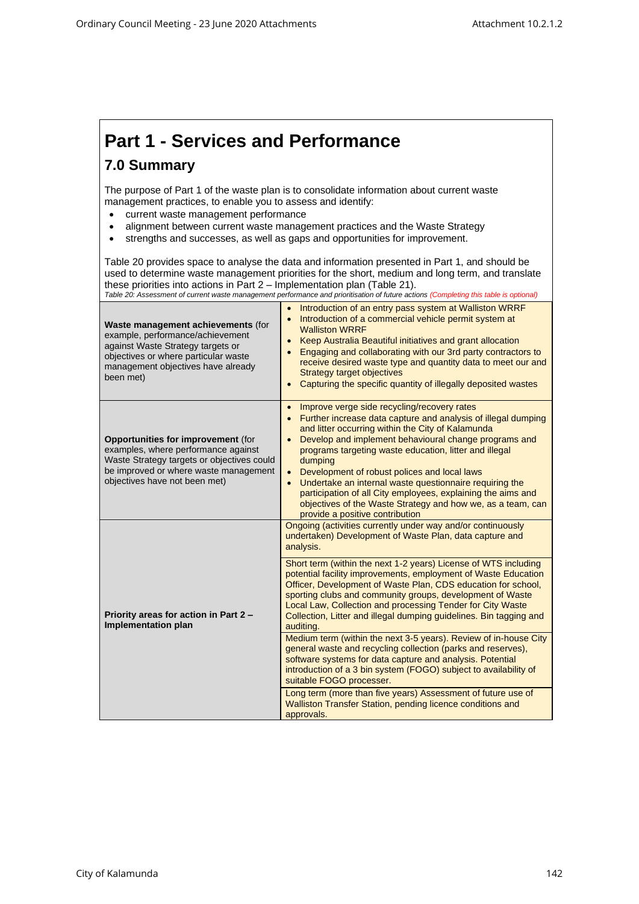# Part 1 - Services and Performance

## 7.0 Summary

The purpose of Part 1 of the waste plan is to consolidate information about current waste management practices, to enable you to assess and identify:

- current waste management performance
- alignment between current waste management practices and the Waste Strategy
- strengths and successes, as well as gaps and opportunities for improvement.

Table 20 provides space to analyse the data and information presented in Part 1, and should be used to determine waste management priorities for the short, medium and long term, and translate these priorities into actions in Part 2 – Implementation plan (Table 21).

*Table 20: Assessment of current waste management performance and prioritisation of future actions (Completing this table is optional)*

| | |
|---|---|
| **Waste management achievements** (for example, performance/achievement against Waste Strategy targets or objectives or where particular waste management objectives have already been met) | • Introduction of an entry pass system at Walliston WRRF<br>• Introduction of a commercial vehicle permit system at Walliston WRRF<br>• Keep Australia Beautiful initiatives and grant allocation<br>• Engaging and collaborating with our 3rd party contractors to receive desired waste type and quantity data to meet our and Strategy target objectives<br>• Capturing the specific quantity of illegally deposited wastes |
| **Opportunities for improvement** (for examples, where performance against Waste Strategy targets or objectives could be improved or where waste management objectives have not been met) | • Improve verge side recycling/recovery rates<br>• Further increase data capture and analysis of illegal dumping and litter occurring within the City of Kalamunda<br>• Develop and implement behavioural change programs and programs targeting waste education, litter and illegal dumping<br>• Development of robust polices and local laws<br>• Undertake an internal waste questionnaire requiring the participation of all City employees, explaining the aims and objectives of the Waste Strategy and how we, as a team, can provide a positive contribution |
| **Priority areas for action in Part 2 – Implementation plan** | Ongoing (activities currently under way and/or continuously undertaken) Development of Waste Plan, data capture and analysis. |
| | Short term (within the next 1-2 years) License of WTS including potential facility improvements, employment of Waste Education Officer, Development of Waste Plan, CDS education for school, sporting clubs and community groups, development of Waste Local Law, Collection and processing Tender for City Waste Collection, Litter and illegal dumping guidelines. Bin tagging and auditing. |
| | Medium term (within the next 3-5 years). Review of in-house City general waste and recycling collection (parks and reserves), software systems for data capture and analysis. Potential introduction of a 3 bin system (FOGO) subject to availability of suitable FOGO processer. |
| | Long term (more than five years) Assessment of future use of Walliston Transfer Station, pending licence conditions and approvals. |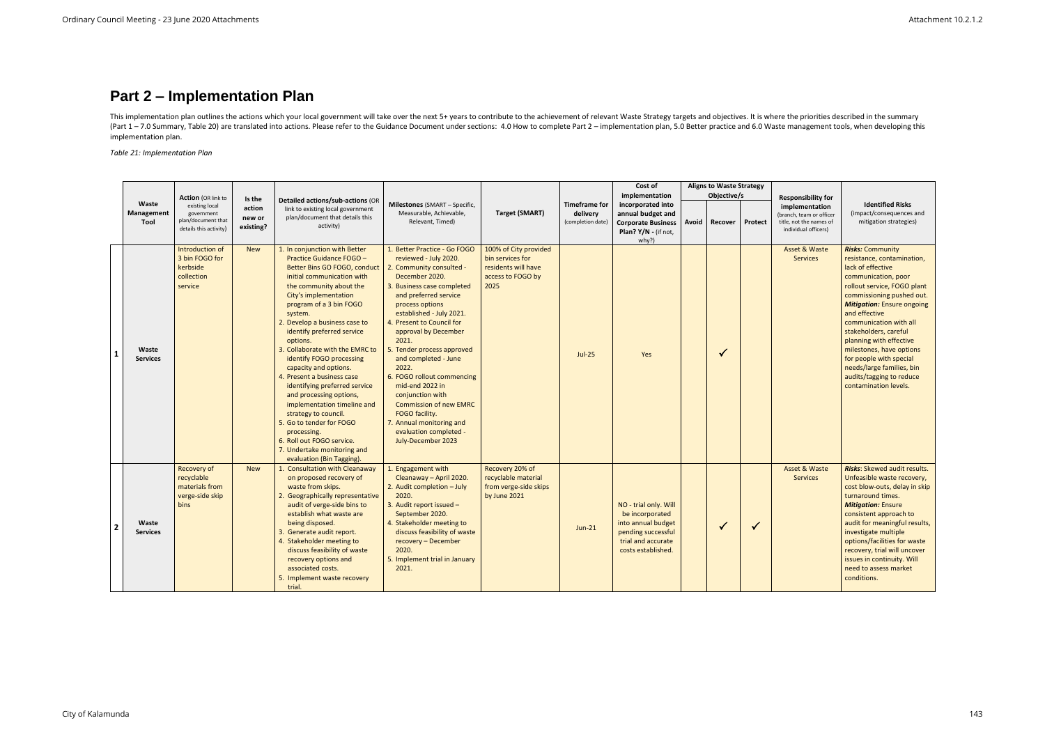# Part 2 – Implementation Plan

This implementation plan outlines the actions which your local government will take over the next 5+ years to contribute to the achievement of relevant Waste Strategy targets and objectives. It is where the priorities described in the summary (Part 1 – 7.0 Summary, Table 20) are translated into actions. Please refer to the Guidance Document under sections: 4.0 How to complete Part 2 – implementation plan, 5.0 Better practice and 6.0 Waste management tools, when developing this implementation plan.

*Table 21: Implementation Plan*

| | Waste Management Tool | Action (OR link to existing local government plan/document that details this activity) | Is the action new or existing? | Detailed actions/sub-actions (OR link to existing local government plan/document that details this activity) | Milestones (SMART – Specific, Measurable, Achievable, Relevant, Timed) | Target (SMART) | Timeframe for delivery (completion date) | Cost of implementation incorporated into annual budget and Corporate Business Plan? Y/N - (if not, why?) | Aligns to Waste Strategy Objective/s | | | Responsibility for implementation (branch, team or officer title, not the names of individual officers) | Identified Risks (impact/consequences and mitigation strategies) |
|---|---|---|---|---|---|---|---|---|---|---|---|---|---|
| | | | | | | | | | Avoid | Recover | Protect | | |
| 1 | Waste Services | Introduction of 3 bin FOGO for kerbside collection service | New | 1. In conjunction with Better Practice Guidance FOGO – Better Bins GO FOGO, conduct initial communication with the community about the City's implementation program of a 3 bin FOGO system.<br>2. Develop a business case to identify preferred service options.<br>3. Collaborate with the EMRC to identify FOGO processing capacity and options.<br>4. Present a business case identifying preferred service and processing options, implementation timeline and strategy to council.<br>5. Go to tender for FOGO processing.<br>6. Roll out FOGO service.<br>7. Undertake monitoring and evaluation (Bin Tagging). | 1. Better Practice - Go FOGO reviewed - July 2020.<br>2. Community consulted - December 2020.<br>3. Business case completed and preferred service process options established - July 2021.<br>4. Present to Council for approval by December 2021.<br>5. Tender process approved and completed - June 2022.<br>6. FOGO rollout commencing mid-end 2022 in conjunction with Commission of new EMRC FOGO facility.<br>7. Annual monitoring and evaluation completed - July-December 2023 | 100% of City provided bin services for residents will have access to FOGO by 2025 | Jul-25 | Yes | | ✓ | | Asset & Waste Services | ***Risks:*** Community resistance, contamination, lack of effective communication, poor rollout service, FOGO plant commissioning pushed out.<br>***Mitigation:*** Ensure ongoing and effective communication with all stakeholders, careful planning with effective milestones, have options for people with special needs/large families, bin audits/tagging to reduce contamination levels. |
| 2 | Waste Services | Recovery of recyclable materials from verge-side skip bins | New | 1. Consultation with Cleanaway on proposed recovery of waste from skips.<br>2. Geographically representative audit of verge-side bins to establish what waste are being disposed.<br>3. Generate audit report.<br>4. Stakeholder meeting to discuss feasibility of waste recovery options and associated costs.<br>5. Implement waste recovery trial. | 1. Engagement with Cleanaway – April 2020.<br>2. Audit completion – July 2020.<br>3. Audit report issued – September 2020.<br>4. Stakeholder meeting to discuss feasibility of waste recovery – December 2020.<br>5. Implement trial in January 2021. | Recovery 20% of recyclable material from verge-side skips by June 2021 | Jun-21 | NO - trial only. Will be incorporated into annual budget pending successful trial and accurate costs established. | | ✓ | ✓ | Asset & Waste Services | ***Risks***: Skewed audit results. Unfeasible waste recovery, cost blow-outs, delay in skip turnaround times.<br>***Mitigation:*** Ensure consistent approach to audit for meaningful results, investigate multiple options/facilities for waste recovery, trial will uncover issues in continuity. Will need to assess market conditions. |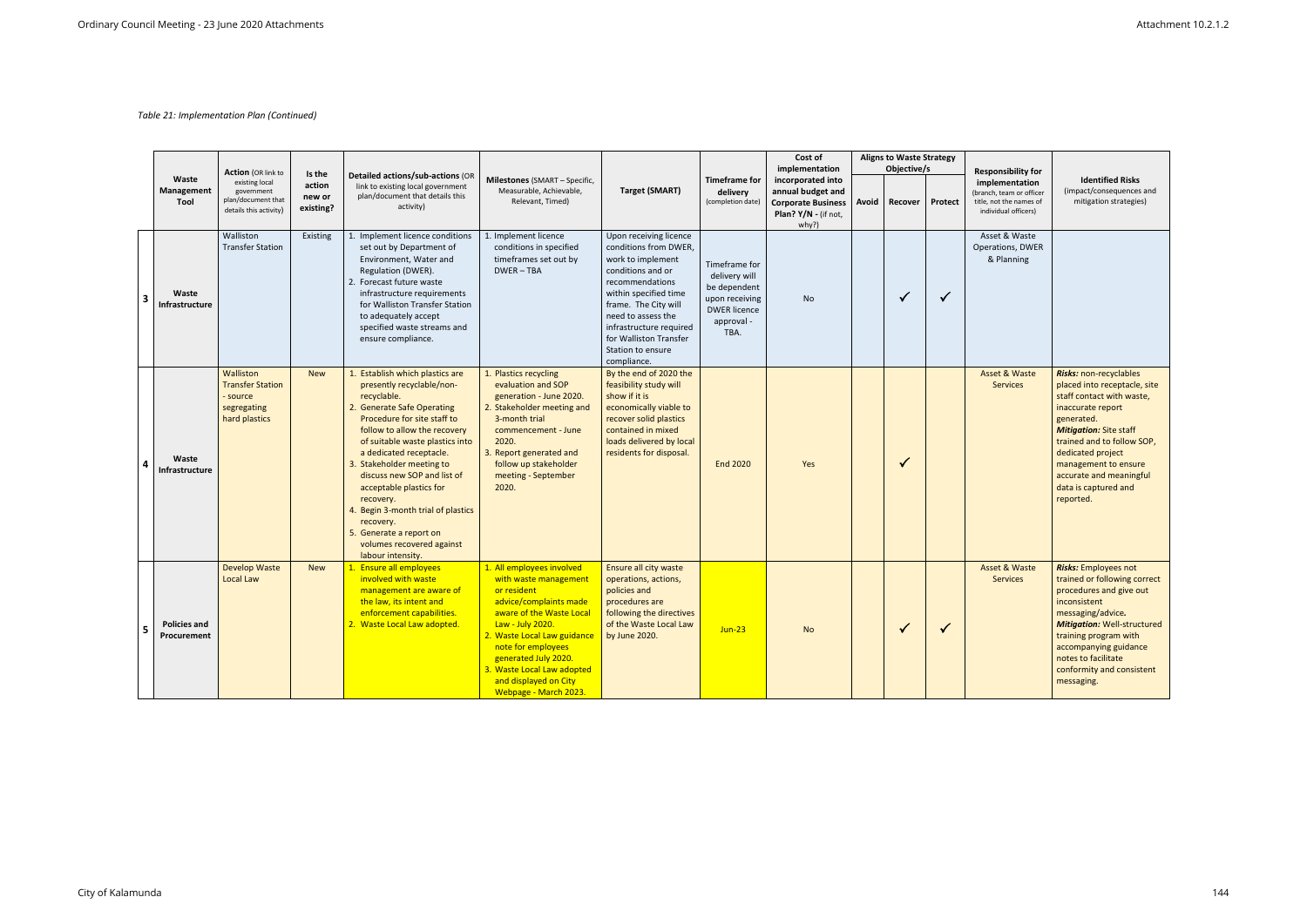*Table 21: Implementation Plan (Continued)*

| | Waste Management Tool | Action (OR link to existing local government plan/document that details this activity) | Is the action new or existing? | Detailed actions/sub-actions (OR link to existing local government plan/document that details this activity) | Milestones (SMART – Specific, Measurable, Achievable, Relevant, Timed) | Target (SMART) | Timeframe for delivery (completion date) | Cost of implementation incorporated into annual budget and Corporate Business Plan? Y/N - (if not, why?) | Aligns to Waste Strategy Objective/s | | | Responsibility for implementation (branch, team or officer title, not the names of individual officers) | Identified Risks (impact/consequences and mitigation strategies) |
|---|---|---|---|---|---|---|---|---|---|---|---|---|---|
| | | | | | | | | | Avoid | Recover | Protect | | |
| 3 | Waste Infrastructure | Walliston Transfer Station | Existing | 1. Implement licence conditions set out by Department of Environment, Water and Regulation (DWER).<br>2. Forecast future waste infrastructure requirements for Walliston Transfer Station to adequately accept specified waste streams and ensure compliance. | 1. Implement licence conditions in specified timeframes set out by DWER – TBA | Upon receiving licence conditions from DWER, work to implement conditions and or recommendations within specified time frame. The City will need to assess the infrastructure required for Walliston Transfer Station to ensure compliance. | Timeframe for delivery will be dependent upon receiving DWER licence approval - TBA. | No | | ✓ | ✓ | Asset & Waste Operations, DWER & Planning | |
| 4 | Waste Infrastructure | Walliston Transfer Station - source segregating hard plastics | New | 1. Establish which plastics are presently recyclable/non-recyclable.<br>2. Generate Safe Operating Procedure for site staff to follow to allow the recovery of suitable waste plastics into a dedicated receptacle.<br>3. Stakeholder meeting to discuss new SOP and list of acceptable plastics for recovery.<br>4. Begin 3-month trial of plastics recovery.<br>5. Generate a report on volumes recovered against labour intensity. | 1. Plastics recycling evaluation and SOP generation - June 2020.<br>2. Stakeholder meeting and 3-month trial commencement - June 2020.<br>3. Report generated and follow up stakeholder meeting - September 2020. | By the end of 2020 the feasibility study will show if it is economically viable to recover solid plastics contained in mixed loads delivered by local residents for disposal. | End 2020 | Yes | | ✓ | | Asset & Waste Services | ***Risks:*** non-recyclables placed into receptacle, site staff contact with waste, inaccurate report generated.<br>***Mitigation:*** Site staff trained and to follow SOP, dedicated project management to ensure accurate and meaningful data is captured and reported. |
| 5 | Policies and Procurement | Develop Waste Local Law | New | 1. Ensure all employees involved with waste management are aware of the law, its intent and enforcement capabilities.<br>2. Waste Local Law adopted. | 1. All employees involved with waste management or resident advice/complaints made aware of the Waste Local Law - July 2020.<br>2. Waste Local Law guidance note for employees generated July 2020.<br>3. Waste Local Law adopted and displayed on City Webpage - March 2023. | Ensure all city waste operations, actions, policies and procedures are following the directives of the Waste Local Law by June 2020. | Jun-23 | No | | ✓ | ✓ | Asset & Waste Services | ***Risks:*** Employees not trained or following correct procedures and give out inconsistent messaging/advice.<br>***Mitigation:*** Well-structured training program with accompanying guidance notes to facilitate conformity and consistent messaging. |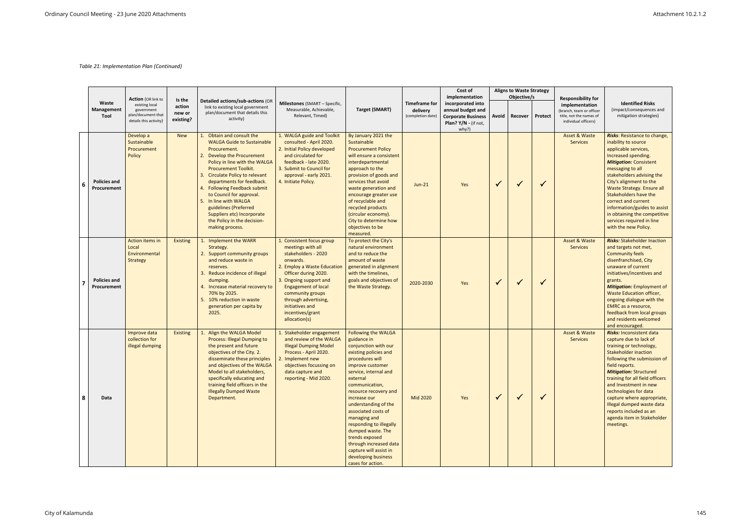*Table 21: Implementation Plan (Continued)*

| | Waste Management Tool | Action (OR link to existing local government plan/document that details this activity) | Is the action new or existing? | Detailed actions/sub-actions (OR link to existing local government plan/document that details this activity) | Milestones (SMART – Specific, Measurable, Achievable, Relevant, Timed) | Target (SMART) | Timeframe for delivery (completion date) | Cost of implementation incorporated into annual budget and Corporate Business Plan? Y/N - (if not, why?) | Aligns to Waste Strategy Objective/s | | | Responsibility for implementation (branch, team or officer title, not the names of individual officers) | Identified Risks (impact/consequences and mitigation strategies) |
|---|---|---|---|---|---|---|---|---|---|---|---|---|---|
| | | | | | | | | | Avoid | Recover | Protect | | |
| 6 | Policies and Procurement | Develop a Sustainable Procurement Policy | New | 1. Obtain and consult the WALGA Guide to Sustainable Procurement. 2. Develop the Procurement Policy in line with the WALGA Procurement Toolkit. 3. Circulate Policy to relevant departments for feedback. 4. Following Feedback submit to Council for approval. 5. In line with WALGA guidelines (Preferred Suppliers etc) Incorporate the Policy in the decision-making process. | 1. WALGA guide and Toolkit consulted - April 2020. 2. Initial Policy developed and circulated for feedback - late 2020. 3. Submit to Council for approval - early 2021. 4. Initiate Policy. | By January 2021 the Sustainable Procurement Policy will ensure a consistent interdepartmental approach to the provision of goods and services that avoid waste generation and encourage greater use of recyclable and recycled products (circular economy). City to determine how objectives to be measured. | Jun-21 | Yes | ✓ | ✓ | ✓ | Asset & Waste Services | ***Risks***: Resistance to change, inability to source applicable services, Increased spending. ***Mitigation:*** Consistent messaging to all stakeholders advising the City's alignment to the Waste Strategy. Ensure all Stakeholders have the correct and current information/guides to assist in obtaining the competitive services required in line with the new Policy. |
| 7 | Policies and Procurement | Action items in Local Environmental Strategy | Existing | 1. Implement the WARR Strategy. 2. Support community groups and reduce waste in reserves. 3. Reduce incidence of illegal dumping. 4. Increase material recovery to 70% by 2025. 5. 10% reduction in waste generation per capita by 2025. | 1. Consistent focus group meetings with all stakeholders - 2020 onwards. 2. Employ a Waste Education Officer during 2020. 3. Ongoing support and Engagement of local community groups through advertising, initiatives and incentives/grant allocation(s) | To protect the City's natural environment and to reduce the amount of waste generated in alignment with the timelines, goals and objectives of the Waste Strategy. | 2020-2030 | Yes | ✓ | ✓ | ✓ | Asset & Waste Services | ***Risks:*** Stakeholder Inaction and targets not met, Community feels disenfranchised, City unaware of current initiatives/incentives and grants. ***Mitigation:*** Employment of Waste Education officer, ongoing dialogue with the EMRC as a resource, feedback from local groups and residents welcomed and encouraged. |
| 8 | Data | Improve data collection for illegal dumping | Existing | 1. Align the WALGA Model Process: Illegal Dumping to the present and future objectives of the City. 2. disseminate these principles and objectives of the WALGA Model to all stakeholders, specifically educating and training field officers in the Illegally Dumped Waste Department. | 1. Stakeholder engagement and review of the WALGA Illegal Dumping Model Process - April 2020. 2. Implement new objectives focussing on data capture and reporting - Mid 2020. | Following the WALGA guidance in conjunction with our existing policies and procedures will improve customer service, internal and external communication, resource recovery and increase our understanding of the associated costs of managing and responding to illegally dumped waste. The trends exposed through increased data capture will assist in developing business cases for action. | Mid 2020 | Yes | ✓ | ✓ | ✓ | Asset & Waste Services | ***Risks:*** Inconsistent data capture due to lack of training or technology, Stakeholder inaction following the submission of field reports. ***Mitigation:*** Structured training for all field officers and Investment in new technologies for data capture where appropriate, Illegal dumped waste data reports included as an agenda item in Stakeholder meetings. |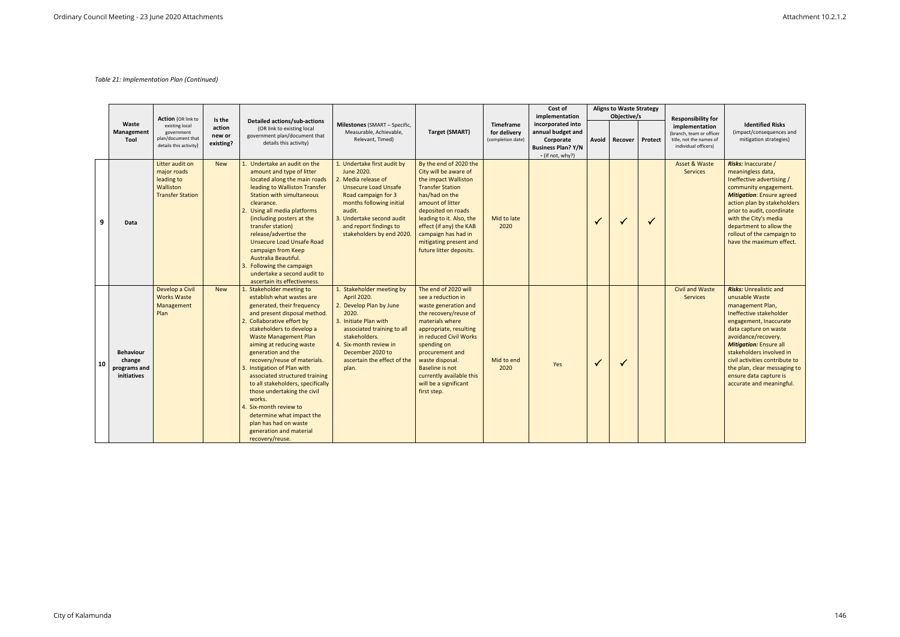*Table 21: Implementation Plan (Continued)*

| | Waste Management Tool | Action (OR link to existing local government plan/document that details this activity) | Is the action new or existing? | Detailed actions/sub-actions (OR link to existing local government plan/document that details this activity) | Milestones (SMART – Specific, Measurable, Achievable, Relevant, Timed) | Target (SMART) | Timeframe for delivery (completion date) | Cost of implementation incorporated into annual budget and Corporate Business Plan? Y/N - (if not, why?) | Aligns to Waste Strategy Objective/s | | | Responsibility for implementation (branch, team or officer title, not the names of individual officers) | Identified Risks (impact/consequences and mitigation strategies) |
|---|---|---|---|---|---|---|---|---|---|---|---|---|---|
| | | | | | | | | | Avoid | Recover | Protect | | |
| 9 | Data | Litter audit on major roads leading to Walliston Transfer Station | New | 1. Undertake an audit on the amount and type of litter located along the main roads leading to Walliston Transfer Station with simultaneous clearance.<br>2. Using all media platforms (including posters at the transfer station) release/advertise the Unsecure Load Unsafe Road campaign from Keep Australia Beautiful.<br>3. Following the campaign undertake a second audit to ascertain its effectiveness. | 1. Undertake first audit by June 2020.<br>2. Media release of Unsecure Load Unsafe Road campaign for 3 months following initial audit.<br>3. Undertake second audit and report findings to stakeholders by end 2020. | By the end of 2020 the City will be aware of the impact Walliston Transfer Station has/had on the amount of litter deposited on roads leading to it. Also, the effect (if any) the KAB campaign has had in mitigating present and future litter deposits. | Mid to late 2020 | | ✓ | ✓ | ✓ | Asset & Waste Services | ***Risks:*** Inaccurate / meaningless data, Ineffective advertising / community engagement. ***Mitigation:*** Ensure agreed action plan by stakeholders prior to audit, coordinate with the City's media department to allow the rollout of the campaign to have the maximum effect. |
| 10 | Behaviour change programs and initiatives | Develop a Civil Works Waste Management Plan | New | 1. Stakeholder meeting to establish what wastes are generated, their frequency and present disposal method.<br>2. Collaborative effort by stakeholders to develop a Waste Management Plan aiming at reducing waste generation and the recovery/reuse of materials.<br>3. Instigation of Plan with associated structured training to all stakeholders, specifically those undertaking the civil works.<br>4. Six-month review to determine what impact the plan has had on waste generation and material recovery/reuse. | 1. Stakeholder meeting by April 2020.<br>2. Develop Plan by June 2020.<br>3. Initiate Plan with associated training to all stakeholders.<br>4. Six-month review in December 2020 to ascertain the effect of the plan. | The end of 2020 will see a reduction in waste generation and the recovery/reuse of materials where appropriate, resulting in reduced Civil Works spending on procurement and waste disposal. Baseline is not currently available this will be a significant first step. | Mid to end 2020 | Yes | ✓ | ✓ | | Civil and Waste Services | ***Risks:*** Unrealistic and unusable Waste management Plan, Ineffective stakeholder engagement, Inaccurate data capture on waste avoidance/recovery. ***Mitigation:*** Ensure all stakeholders involved in civil activities contribute to the plan, clear messaging to ensure data capture is accurate and meaningful. |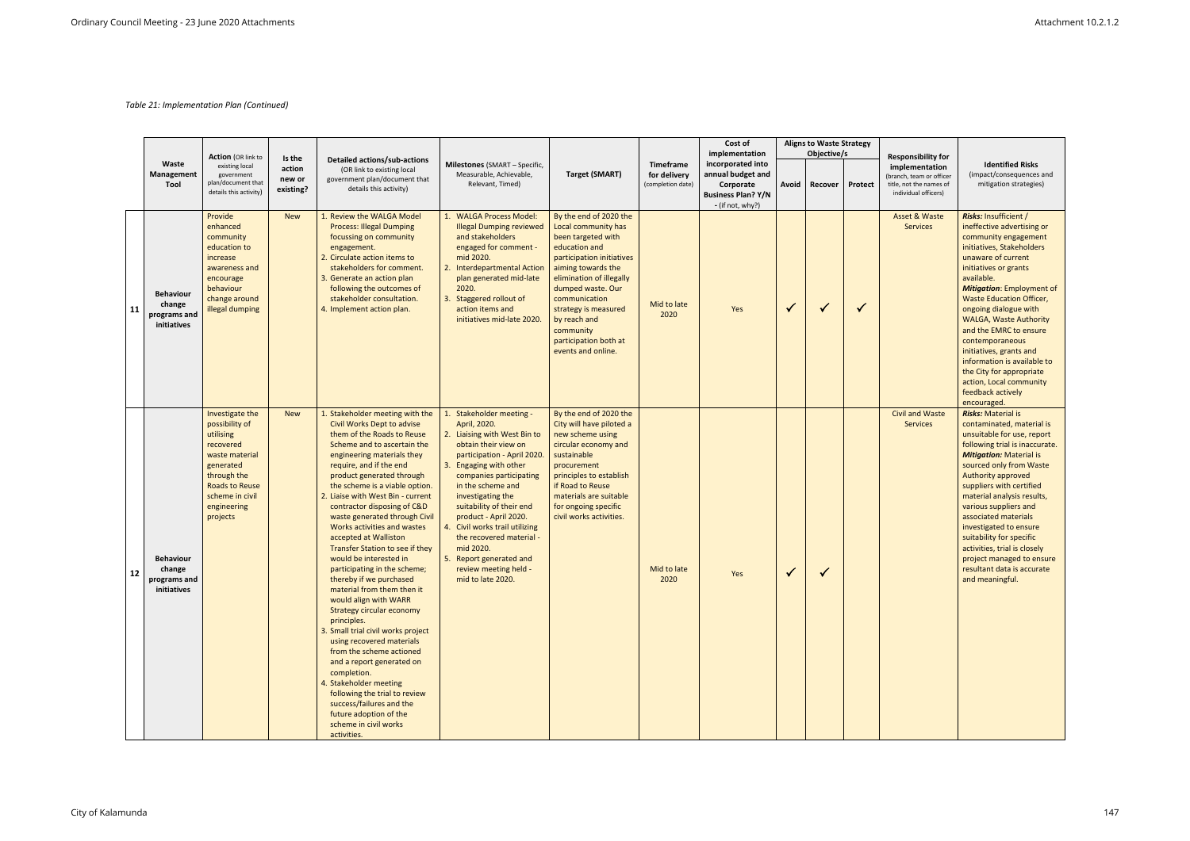*Table 21: Implementation Plan (Continued)*

| | Waste Management Tool | Action (OR link to existing local government plan/document that details this activity) | Is the action new or existing? | Detailed actions/sub-actions (OR link to existing local government plan/document that details this activity) | Milestones (SMART – Specific, Measurable, Achievable, Relevant, Timed) | Target (SMART) | Timeframe for delivery (completion date) | Cost of implementation incorporated into annual budget and Corporate Business Plan? Y/N - (if not, why?) | Aligns to Waste Strategy Objective/s | | | Responsibility for implementation (branch, team or officer title, not the names of individual officers) | Identified Risks (impact/consequences and mitigation strategies) |
|---|---|---|---|---|---|---|---|---|---|---|---|---|---|
| | | | | | | | | | Avoid | Recover | Protect | | |
| 11 | Behaviour change programs and initiatives | Provide enhanced community education to increase awareness and encourage behaviour change around illegal dumping | New | 1. Review the WALGA Model Process: Illegal Dumping focussing on community engagement. 2. Circulate action items to stakeholders for comment. 3. Generate an action plan following the outcomes of stakeholder consultation. 4. Implement action plan. | 1. WALGA Process Model: Illegal Dumping reviewed and stakeholders engaged for comment - mid 2020. 2. Interdepartmental Action plan generated mid-late 2020. 3. Staggered rollout of action items and initiatives mid-late 2020. | By the end of 2020 the Local community has been targeted with education and participation initiatives aiming towards the elimination of illegally dumped waste. Our communication strategy is measured by reach and community participation both at events and online. | Mid to late 2020 | Yes | ✓ | ✓ | ✓ | Asset & Waste Services | ***Risks:*** Insufficient / ineffective advertising or community engagement initiatives, Stakeholders unaware of current initiatives or grants available. ***Mitigation***: Employment of Waste Education Officer, ongoing dialogue with WALGA, Waste Authority and the EMRC to ensure contemporaneous initiatives, grants and information is available to the City for appropriate action, Local community feedback actively encouraged. |
| 12 | Behaviour change programs and initiatives | Investigate the possibility of utilising recovered waste material generated through the Roads to Reuse scheme in civil engineering projects | New | 1. Stakeholder meeting with the Civil Works Dept to advise them of the Roads to Reuse Scheme and to ascertain the engineering materials they require, and if the end product generated through the scheme is a viable option. 2. Liaise with West Bin - current contractor disposing of C&D waste generated through Civil Works activities and wastes accepted at Walliston Transfer Station to see if they would be interested in participating in the scheme; thereby if we purchased material from them then it would align with WARR Strategy circular economy principles. 3. Small trial civil works project using recovered materials from the scheme actioned and a report generated on completion. 4. Stakeholder meeting following the trial to review success/failures and the future adoption of the scheme in civil works activities. | 1. Stakeholder meeting - April, 2020. 2. Liaising with West Bin to obtain their view on participation - April 2020. 3. Engaging with other companies participating in the scheme and investigating the suitability of their end product - April 2020. 4. Civil works trail utilizing the recovered material - mid 2020. 5. Report generated and review meeting held - mid to late 2020. | By the end of 2020 the City will have piloted a new scheme using circular economy and sustainable procurement principles to establish if Road to Reuse materials are suitable for ongoing specific civil works activities. | Mid to late 2020 | Yes | ✓ | ✓ | | Civil and Waste Services | ***Risks:*** Material is contaminated, material is unsuitable for use, report following trial is inaccurate. ***Mitigation:*** Material is sourced only from Waste Authority approved suppliers with certified material analysis results, various suppliers and associated materials investigated to ensure suitability for specific activities, trial is closely project managed to ensure resultant data is accurate and meaningful. |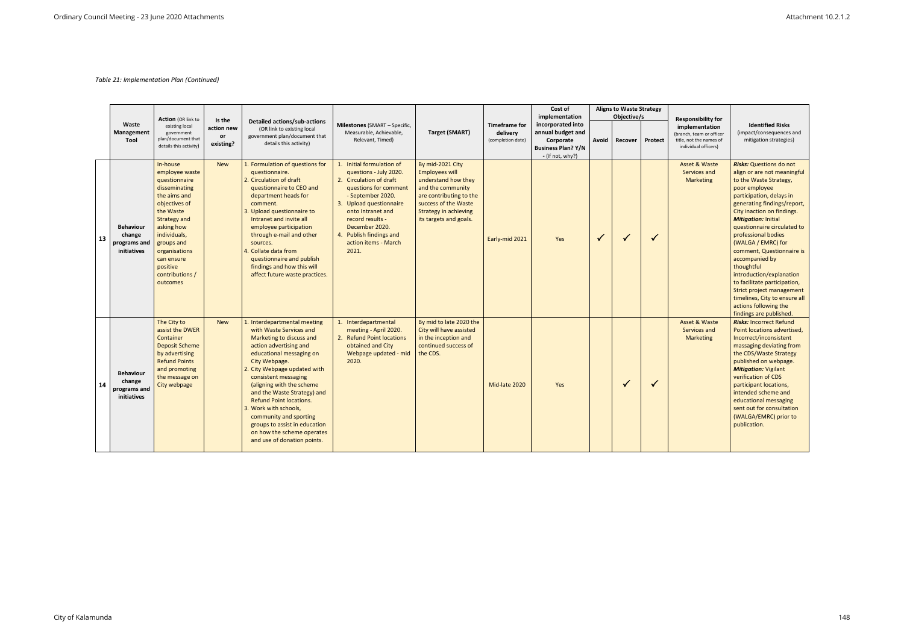*Table 21: Implementation Plan (Continued)*

| | Waste Management Tool | Action (OR link to existing local government plan/document that details this activity) | Is the action new or existing? | Detailed actions/sub-actions (OR link to existing local government plan/document that details this activity) | Milestones (SMART – Specific, Measurable, Achievable, Relevant, Timed) | Target (SMART) | Timeframe for delivery (completion date) | Cost of implementation incorporated into annual budget and Corporate Business Plan? Y/N - (if not, why?) | Aligns to Waste Strategy Objective/s | | | Responsibility for implementation (branch, team or officer title, not the names of individual officers) | Identified Risks (impact/consequences and mitigation strategies) |
|---|---|---|---|---|---|---|---|---|---|---|---|---|---|
| | | | | | | | | | Avoid | Recover | Protect | | |
| 13 | Behaviour change programs and initiatives | In-house employee waste questionnaire disseminating the aims and objectives of the Waste Strategy and asking how individuals, groups and organisations can ensure positive contributions / outcomes | New | 1. Formulation of questions for questionnaire. 2. Circulation of draft questionnaire to CEO and department heads for comment. 3. Upload questionnaire to Intranet and invite all employee participation through e-mail and other sources. 4. Collate data from questionnaire and publish findings and how this will affect future waste practices. | 1. Initial formulation of questions - July 2020. 2. Circulation of draft questions for comment - September 2020. 3. Upload questionnaire onto Intranet and record results - December 2020. 4. Publish findings and action items - March 2021. | By mid-2021 City Employees will understand how they and the community are contributing to the success of the Waste Strategy in achieving its targets and goals. | Early-mid 2021 | Yes | ✓ | ✓ | ✓ | Asset & Waste Services and Marketing | ***Risks:*** Questions do not align or are not meaningful to the Waste Strategy, poor employee participation, delays in generating findings/report, City inaction on findings. ***Mitigation:*** Initial questionnaire circulated to professional bodies (WALGA / EMRC) for comment, Questionnaire is accompanied by thoughtful introduction/explanation to facilitate participation, Strict project management timelines, City to ensure all actions following the findings are published. |
| 14 | Behaviour change programs and initiatives | The City to assist the DWER Container Deposit Scheme by advertising Refund Points and promoting the message on City webpage | New | 1. Interdepartmental meeting with Waste Services and Marketing to discuss and action advertising and educational messaging on City Webpage. 2. City Webpage updated with consistent messaging (aligning with the scheme and the Waste Strategy) and Refund Point locations. 3. Work with schools, community and sporting groups to assist in education on how the scheme operates and use of donation points. | 1. Interdepartmental meeting - April 2020. 2. Refund Point locations obtained and City Webpage updated - mid 2020. | By mid to late 2020 the City will have assisted in the inception and continued success of the CDS. | Mid-late 2020 | Yes | | ✓ | ✓ | Asset & Waste Services and Marketing | ***Risks:*** Incorrect Refund Point locations advertised, Incorrect/inconsistent massaging deviating from the CDS/Waste Strategy published on webpage. ***Mitigation:*** Vigilant verification of CDS participant locations, intended scheme and educational messaging sent out for consultation (WALGA/EMRC) prior to publication. |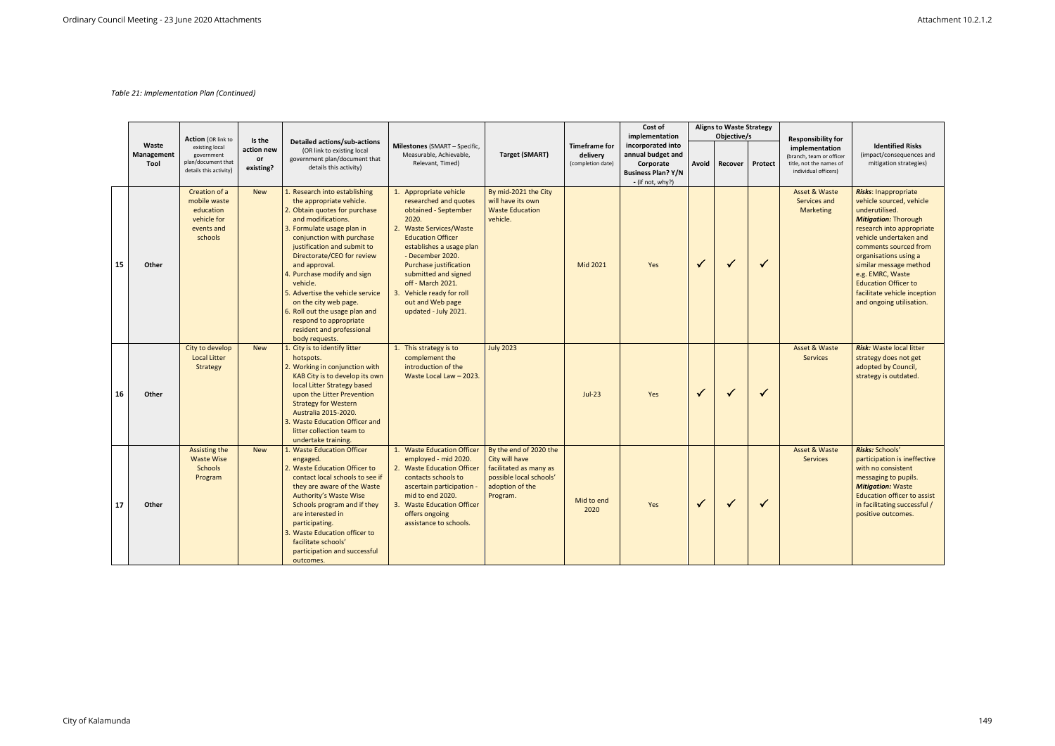*Table 21: Implementation Plan (Continued)*

| | Waste Management Tool | Action (OR link to existing local government plan/document that details this activity) | Is the action new or existing? | Detailed actions/sub-actions (OR link to existing local government plan/document that details this activity) | Milestones (SMART – Specific, Measurable, Achievable, Relevant, Timed) | Target (SMART) | Timeframe for delivery (completion date) | Cost of implementation incorporated into annual budget and Corporate Business Plan? Y/N - (if not, why?) | Aligns to Waste Strategy Objective/s | | | Responsibility for implementation (branch, team or officer title, not the names of individual officers) | Identified Risks (impact/consequences and mitigation strategies) |
|---|---|---|---|---|---|---|---|---|---|---|---|---|---|
| | | | | | | | | | Avoid | Recover | Protect | | |
| 15 | Other | Creation of a mobile waste education vehicle for events and schools | New | 1. Research into establishing the appropriate vehicle. 2. Obtain quotes for purchase and modifications. 3. Formulate usage plan in conjunction with purchase justification and submit to Directorate/CEO for review and approval. 4. Purchase modify and sign vehicle. 5. Advertise the vehicle service on the city web page. 6. Roll out the usage plan and respond to appropriate resident and professional body requests. | 1. Appropriate vehicle researched and quotes obtained - September 2020. 2. Waste Services/Waste Education Officer establishes a usage plan - December 2020. Purchase justification submitted and signed off - March 2021. 3. Vehicle ready for roll out and Web page updated - July 2021. | By mid-2021 the City will have its own Waste Education vehicle. | Mid 2021 | Yes | ✓ | ✓ | ✓ | Asset & Waste Services and Marketing | ***Risks***: Inappropriate vehicle sourced, vehicle underutilised. ***Mitigation:*** Thorough research into appropriate vehicle undertaken and comments sourced from organisations using a similar message method e.g. EMRC, Waste Education Officer to facilitate vehicle inception and ongoing utilisation. |
| 16 | Other | City to develop Local Litter Strategy | New | 1. City is to identify litter hotspots. 2. Working in conjunction with KAB City is to develop its own local Litter Strategy based upon the Litter Prevention Strategy for Western Australia 2015-2020. 3. Waste Education Officer and litter collection team to undertake training. | 1. This strategy is to complement the introduction of the Waste Local Law – 2023. | July 2023 | Jul-23 | Yes | ✓ | ✓ | ✓ | Asset & Waste Services | ***Risk:*** Waste local litter strategy does not get adopted by Council, strategy is outdated. |
| 17 | Other | Assisting the Waste Wise Schools Program | New | 1. Waste Education Officer engaged. 2. Waste Education Officer to contact local schools to see if they are aware of the Waste Authority's Waste Wise Schools program and if they are interested in participating. 3. Waste Education officer to facilitate schools' participation and successful outcomes. | 1. Waste Education Officer employed - mid 2020. 2. Waste Education Officer contacts schools to ascertain participation - mid to end 2020. 3. Waste Education Officer offers ongoing assistance to schools. | By the end of 2020 the City will have facilitated as many as possible local schools' adoption of the Program. | Mid to end 2020 | Yes | ✓ | ✓ | ✓ | Asset & Waste Services | ***Risks:*** Schools' participation is ineffective with no consistent messaging to pupils. ***Mitigation:*** Waste Education officer to assist in facilitating successful / positive outcomes. |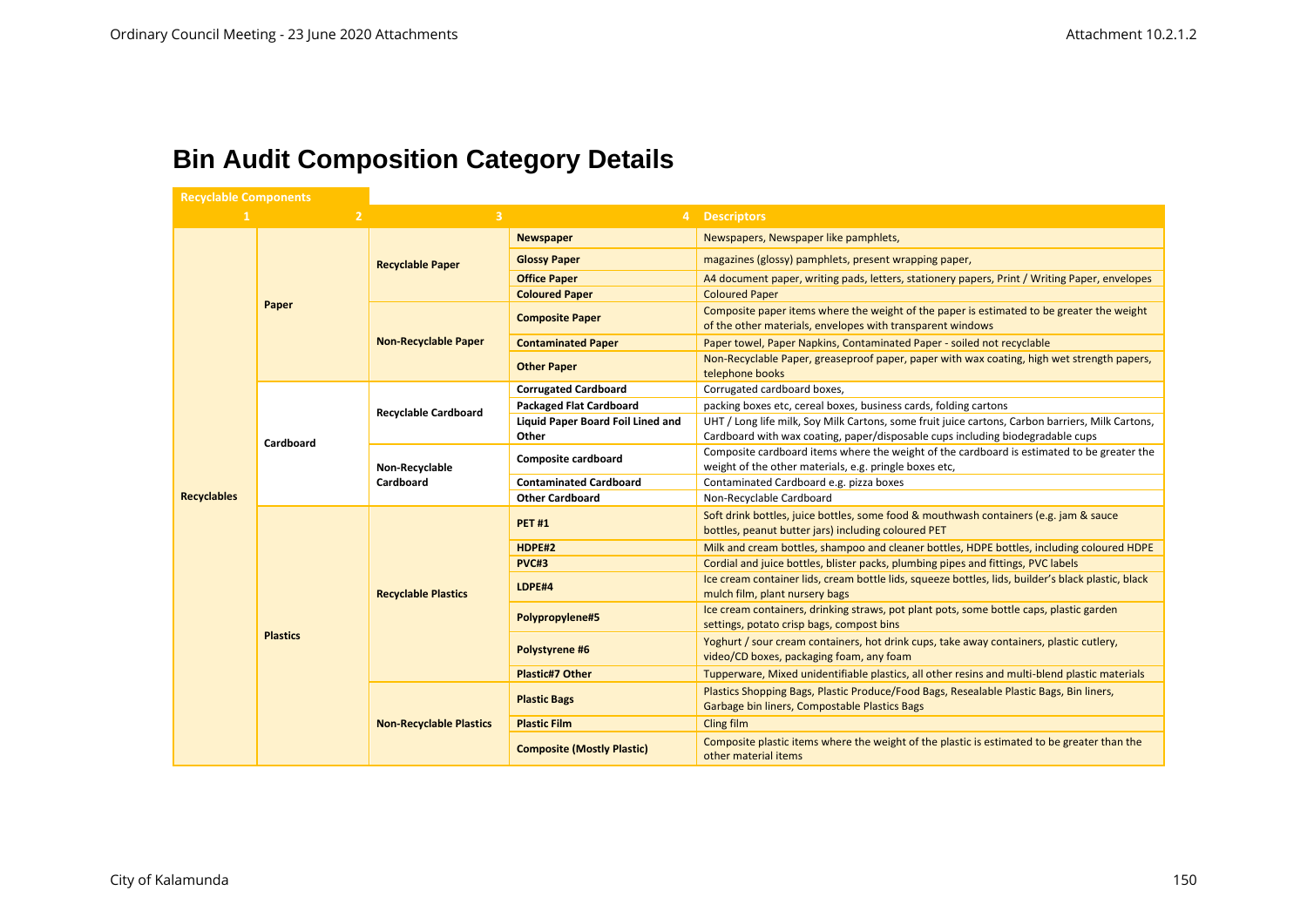# Bin Audit Composition Category Details

**Recyclable Components**

| 1 | 2 | 3 | 4 | Descriptors |
|---|---|---|---|---|
| **Recyclables** | **Paper** | **Recyclable Paper** | **Newspaper** | Newspapers, Newspaper like pamphlets, |
| | | | **Glossy Paper** | magazines (glossy) pamphlets, present wrapping paper, |
| | | | **Office Paper** | A4 document paper, writing pads, letters, stationery papers, Print / Writing Paper, envelopes |
| | | | **Coloured Paper** | Coloured Paper |
| | | **Non-Recyclable Paper** | **Composite Paper** | Composite paper items where the weight of the paper is estimated to be greater the weight of the other materials, envelopes with transparent windows |
| | | | **Contaminated Paper** | Paper towel, Paper Napkins, Contaminated Paper - soiled not recyclable |
| | | | **Other Paper** | Non-Recyclable Paper, greaseproof paper, paper with wax coating, high wet strength papers, telephone books |
| | **Cardboard** | **Recyclable Cardboard** | **Corrugated Cardboard** | Corrugated cardboard boxes, |
| | | | **Packaged Flat Cardboard** | packing boxes etc, cereal boxes, business cards, folding cartons |
| | | | **Liquid Paper Board Foil Lined and Other** | UHT / Long life milk, Soy Milk Cartons, some fruit juice cartons, Carbon barriers, Milk Cartons, Cardboard with wax coating, paper/disposable cups including biodegradable cups |
| | | **Non-Recyclable Cardboard** | **Composite cardboard** | Composite cardboard items where the weight of the cardboard is estimated to be greater the weight of the other materials, e.g. pringle boxes etc, |
| | | | **Contaminated Cardboard** | Contaminated Cardboard e.g. pizza boxes |
| | | | **Other Cardboard** | Non-Recyclable Cardboard |
| | **Plastics** | **Recyclable Plastics** | **PET #1** | Soft drink bottles, juice bottles, some food & mouthwash containers (e.g. jam & sauce bottles, peanut butter jars) including coloured PET |
| | | | **HDPE#2** | Milk and cream bottles, shampoo and cleaner bottles, HDPE bottles, including coloured HDPE |
| | | | **PVC#3** | Cordial and juice bottles, blister packs, plumbing pipes and fittings, PVC labels |
| | | | **LDPE#4** | Ice cream container lids, cream bottle lids, squeeze bottles, lids, builder's black plastic, black mulch film, plant nursery bags |
| | | | **Polypropylene#5** | Ice cream containers, drinking straws, pot plant pots, some bottle caps, plastic garden settings, potato crisp bags, compost bins |
| | | | **Polystyrene #6** | Yoghurt / sour cream containers, hot drink cups, take away containers, plastic cutlery, video/CD boxes, packaging foam, any foam |
| | | | **Plastic#7 Other** | Tupperware, Mixed unidentifiable plastics, all other resins and multi-blend plastic materials |
| | | **Non-Recyclable Plastics** | **Plastic Bags** | Plastics Shopping Bags, Plastic Produce/Food Bags, Resealable Plastic Bags, Bin liners, Garbage bin liners, Compostable Plastics Bags |
| | | | **Plastic Film** | Cling film |
| | | | **Composite (Mostly Plastic)** | Composite plastic items where the weight of the plastic is estimated to be greater than the other material items |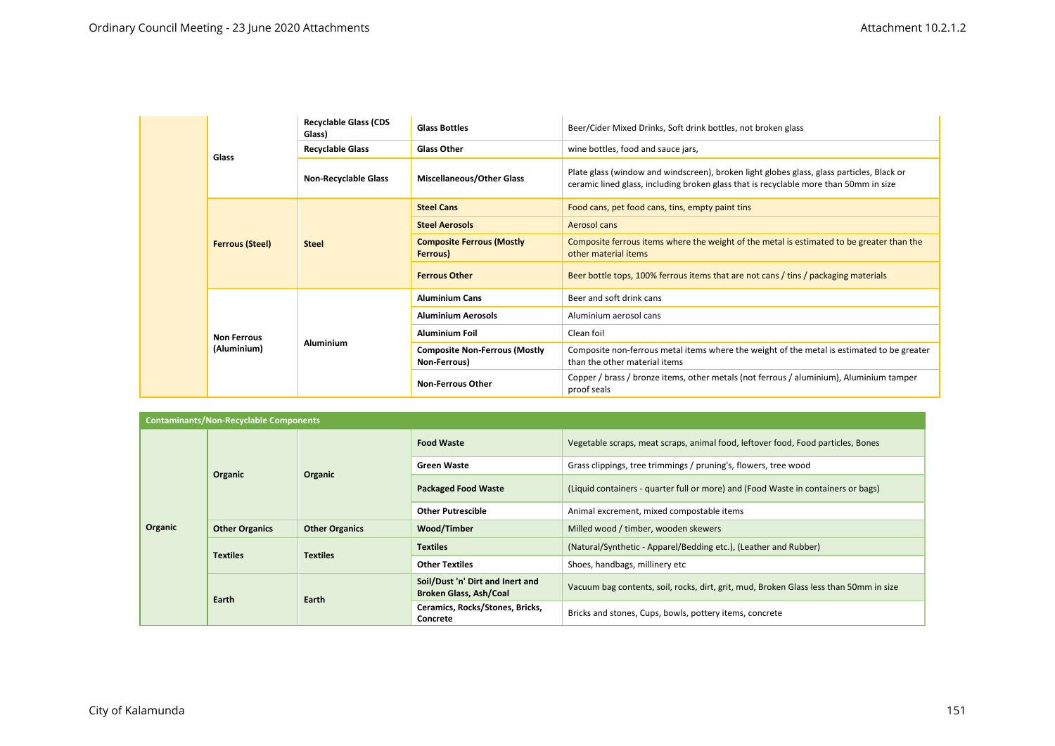| | | | | |
|---|---|---|---|---|
| | Glass | Recyclable Glass (CDS Glass) | Glass Bottles | Beer/Cider Mixed Drinks, Soft drink bottles, not broken glass |
| | | Recyclable Glass | Glass Other | wine bottles, food and sauce jars, |
| | | Non-Recyclable Glass | Miscellaneous/Other Glass | Plate glass (window and windscreen), broken light globes glass, glass particles, Black or ceramic lined glass, including broken glass that is recyclable more than 50mm in size |
| | Ferrous (Steel) | Steel | Steel Cans | Food cans, pet food cans, tins, empty paint tins |
| | | | Steel Aerosols | Aerosol cans |
| | | | Composite Ferrous (Mostly Ferrous) | Composite ferrous items where the weight of the metal is estimated to be greater than the other material items |
| | | | Ferrous Other | Beer bottle tops, 100% ferrous items that are not cans / tins / packaging materials |
| | Non Ferrous (Aluminium) | Aluminium | Aluminium Cans | Beer and soft drink cans |
| | | | Aluminium Aerosols | Aluminium aerosol cans |
| | | | Aluminium Foil | Clean foil |
| | | | Composite Non-Ferrous (Mostly Non-Ferrous) | Composite non-ferrous metal items where the weight of the metal is estimated to be greater than the other material items |
| | | | Non-Ferrous Other | Copper / brass / bronze items, other metals (not ferrous / aluminium), Aluminium tamper proof seals |

| Contaminants/Non-Recyclable Components | | | | |
|---|---|---|---|---|
| Organic | Organic | Organic | Food Waste | Vegetable scraps, meat scraps, animal food, leftover food, Food particles, Bones |
| | | | Green Waste | Grass clippings, tree trimmings / pruning's, flowers, tree wood |
| | | | Packaged Food Waste | (Liquid containers - quarter full or more) and (Food Waste in containers or bags) |
| | | | Other Putrescible | Animal excrement, mixed compostable items |
| | Other Organics | Other Organics | Wood/Timber | Milled wood / timber, wooden skewers |
| | Textiles | Textiles | Textiles | (Natural/Synthetic - Apparel/Bedding etc.), (Leather and Rubber) |
| | | | Other Textiles | Shoes, handbags, millinery etc |
| | Earth | Earth | Soil/Dust 'n' Dirt and Inert and Broken Glass, Ash/Coal | Vacuum bag contents, soil, rocks, dirt, grit, mud, Broken Glass less than 50mm in size |
| | | | Ceramics, Rocks/Stones, Bricks, Concrete | Bricks and stones, Cups, bowls, pottery items, concrete |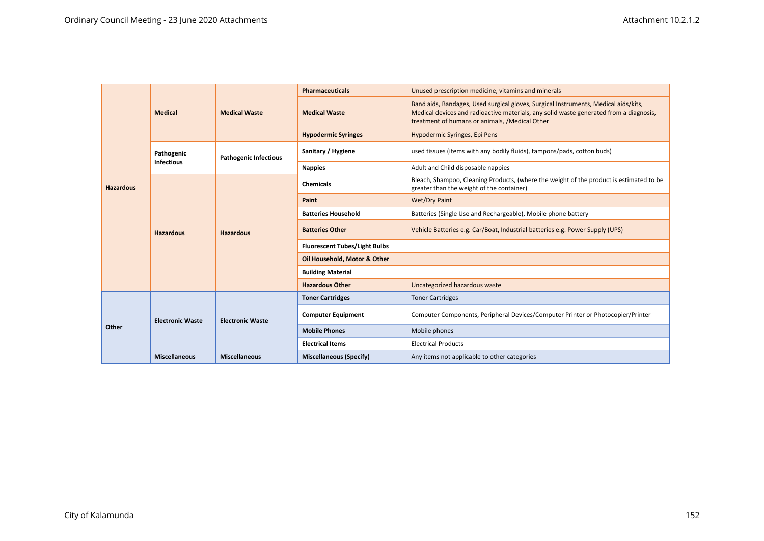| | | | | |
|---|---|---|---|---|
| **Hazardous** | **Medical** | **Medical Waste** | **Pharmaceuticals** | Unused prescription medicine, vitamins and minerals |
| | | | **Medical Waste** | Band aids, Bandages, Used surgical gloves, Surgical Instruments, Medical aids/kits, Medical devices and radioactive materials, any solid waste generated from a diagnosis, treatment of humans or animals, /Medical Other |
| | | | **Hypodermic Syringes** | Hypodermic Syringes, Epi Pens |
| | **Pathogenic Infectious** | **Pathogenic Infectious** | **Sanitary / Hygiene** | used tissues (items with any bodily fluids), tampons/pads, cotton buds) |
| | | | **Nappies** | Adult and Child disposable nappies |
| | **Hazardous** | **Hazardous** | **Chemicals** | Bleach, Shampoo, Cleaning Products, (where the weight of the product is estimated to be greater than the weight of the container) |
| | | | **Paint** | Wet/Dry Paint |
| | | | **Batteries Household** | Batteries (Single Use and Rechargeable), Mobile phone battery |
| | | | **Batteries Other** | Vehicle Batteries e.g. Car/Boat, Industrial batteries e.g. Power Supply (UPS) |
| | | | **Fluorescent Tubes/Light Bulbs** | |
| | | | **Oil Household, Motor & Other** | |
| | | | **Building Material** | |
| | | | **Hazardous Other** | Uncategorized hazardous waste |
| **Other** | **Electronic Waste** | **Electronic Waste** | **Toner Cartridges** | Toner Cartridges |
| | | | **Computer Equipment** | Computer Components, Peripheral Devices/Computer Printer or Photocopier/Printer |
| | | | **Mobile Phones** | Mobile phones |
| | | | **Electrical Items** | Electrical Products |
| | **Miscellaneous** | **Miscellaneous** | **Miscellaneous (Specify)** | Any items not applicable to other categories |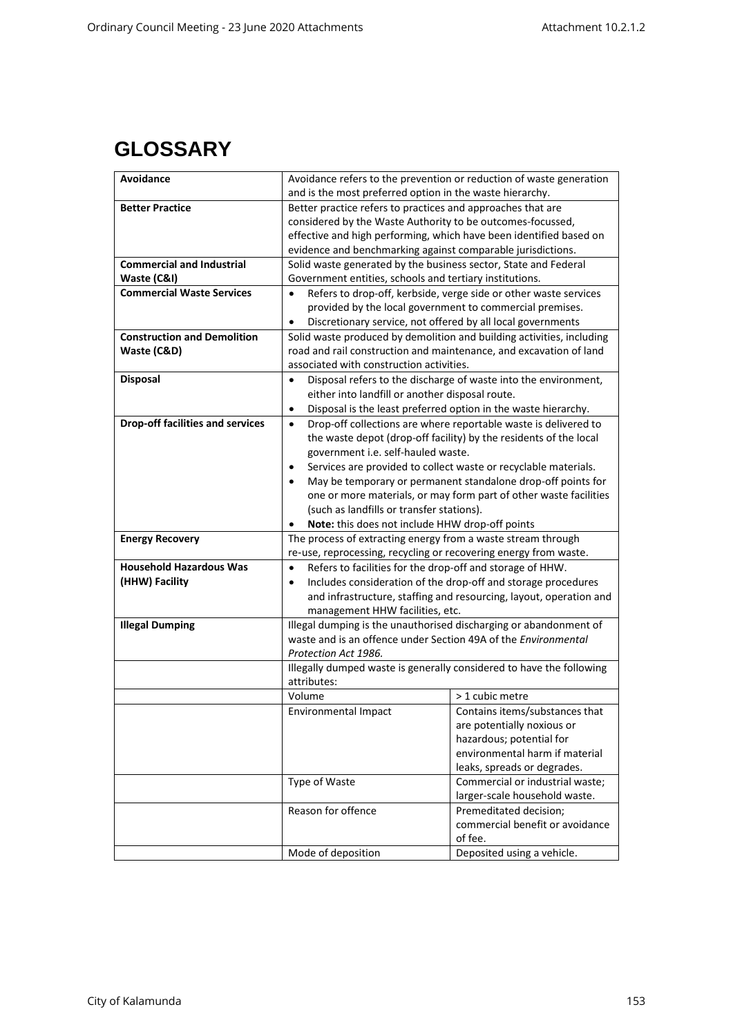# GLOSSARY

| | | |
|---|---|---|
| **Avoidance** | Avoidance refers to the prevention or reduction of waste generation and is the most preferred option in the waste hierarchy. | |
| **Better Practice** | Better practice refers to practices and approaches that are considered by the Waste Authority to be outcomes-focussed, effective and high performing, which have been identified based on evidence and benchmarking against comparable jurisdictions. | |
| **Commercial and Industrial Waste (C&I)** | Solid waste generated by the business sector, State and Federal Government entities, schools and tertiary institutions. | |
| **Commercial Waste Services** | • Refers to drop-off, kerbside, verge side or other waste services provided by the local government to commercial premises.<br>• Discretionary service, not offered by all local governments | |
| **Construction and Demolition Waste (C&D)** | Solid waste produced by demolition and building activities, including road and rail construction and maintenance, and excavation of land associated with construction activities. | |
| **Disposal** | • Disposal refers to the discharge of waste into the environment, either into landfill or another disposal route.<br>• Disposal is the least preferred option in the waste hierarchy. | |
| **Drop-off facilities and services** | • Drop-off collections are where reportable waste is delivered to the waste depot (drop-off facility) by the residents of the local government i.e. self-hauled waste.<br>• Services are provided to collect waste or recyclable materials.<br>• May be temporary or permanent standalone drop-off points for one or more materials, or may form part of other waste facilities (such as landfills or transfer stations).<br>• **Note:** this does not include HHW drop-off points | |
| **Energy Recovery** | The process of extracting energy from a waste stream through re-use, reprocessing, recycling or recovering energy from waste. | |
| **Household Hazardous Was (HHW) Facility** | • Refers to facilities for the drop-off and storage of HHW.<br>• Includes consideration of the drop-off and storage procedures and infrastructure, staffing and resourcing, layout, operation and management HHW facilities, etc. | |
| **Illegal Dumping** | Illegal dumping is the unauthorised discharging or abandonment of waste and is an offence under Section 49A of the *Environmental Protection Act 1986.* | |
| | Illegally dumped waste is generally considered to have the following attributes: | |
| | Volume | > 1 cubic metre |
| | Environmental Impact | Contains items/substances that are potentially noxious or hazardous; potential for environmental harm if material leaks, spreads or degrades. |
| | Type of Waste | Commercial or industrial waste; larger-scale household waste. |
| | Reason for offence | Premeditated decision; commercial benefit or avoidance of fee. |
| | Mode of deposition | Deposited using a vehicle. |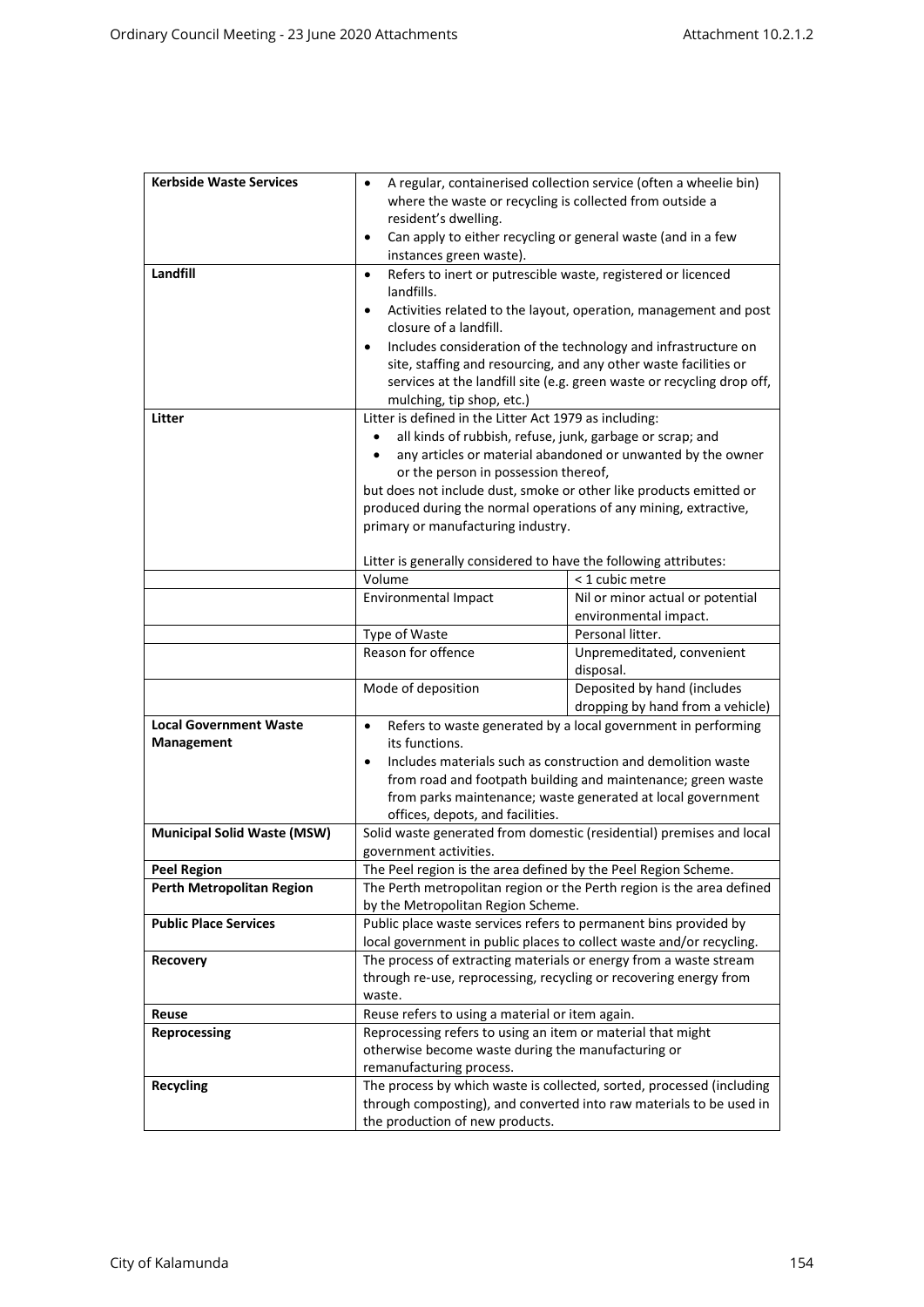| | | |
|---|---|---|
| **Kerbside Waste Services** | • A regular, containerised collection service (often a wheelie bin) where the waste or recycling is collected from outside a resident's dwelling.<br>• Can apply to either recycling or general waste (and in a few instances green waste). | |
| **Landfill** | • Refers to inert or putrescible waste, registered or licenced landfills.<br>• Activities related to the layout, operation, management and post closure of a landfill.<br>• Includes consideration of the technology and infrastructure on site, staffing and resourcing, and any other waste facilities or services at the landfill site (e.g. green waste or recycling drop off, mulching, tip shop, etc.) | |
| **Litter** | Litter is defined in the Litter Act 1979 as including:<br>• all kinds of rubbish, refuse, junk, garbage or scrap; and<br>• any articles or material abandoned or unwanted by the owner or the person in possession thereof,<br>but does not include dust, smoke or other like products emitted or produced during the normal operations of any mining, extractive, primary or manufacturing industry.<br><br>Litter is generally considered to have the following attributes: | |
| | Volume | < 1 cubic metre |
| | Environmental Impact | Nil or minor actual or potential environmental impact. |
| | Type of Waste | Personal litter. |
| | Reason for offence | Unpremeditated, convenient disposal. |
| | Mode of deposition | Deposited by hand (includes dropping by hand from a vehicle) |
| **Local Government Waste Management** | • Refers to waste generated by a local government in performing its functions.<br>• Includes materials such as construction and demolition waste from road and footpath building and maintenance; green waste from parks maintenance; waste generated at local government offices, depots, and facilities. | |
| **Municipal Solid Waste (MSW)** | Solid waste generated from domestic (residential) premises and local government activities. | |
| **Peel Region** | The Peel region is the area defined by the Peel Region Scheme. | |
| **Perth Metropolitan Region** | The Perth metropolitan region or the Perth region is the area defined by the Metropolitan Region Scheme. | |
| **Public Place Services** | Public place waste services refers to permanent bins provided by local government in public places to collect waste and/or recycling. | |
| **Recovery** | The process of extracting materials or energy from a waste stream through re-use, reprocessing, recycling or recovering energy from waste. | |
| **Reuse** | Reuse refers to using a material or item again. | |
| **Reprocessing** | Reprocessing refers to using an item or material that might otherwise become waste during the manufacturing or remanufacturing process. | |
| **Recycling** | The process by which waste is collected, sorted, processed (including through composting), and converted into raw materials to be used in the production of new products. | |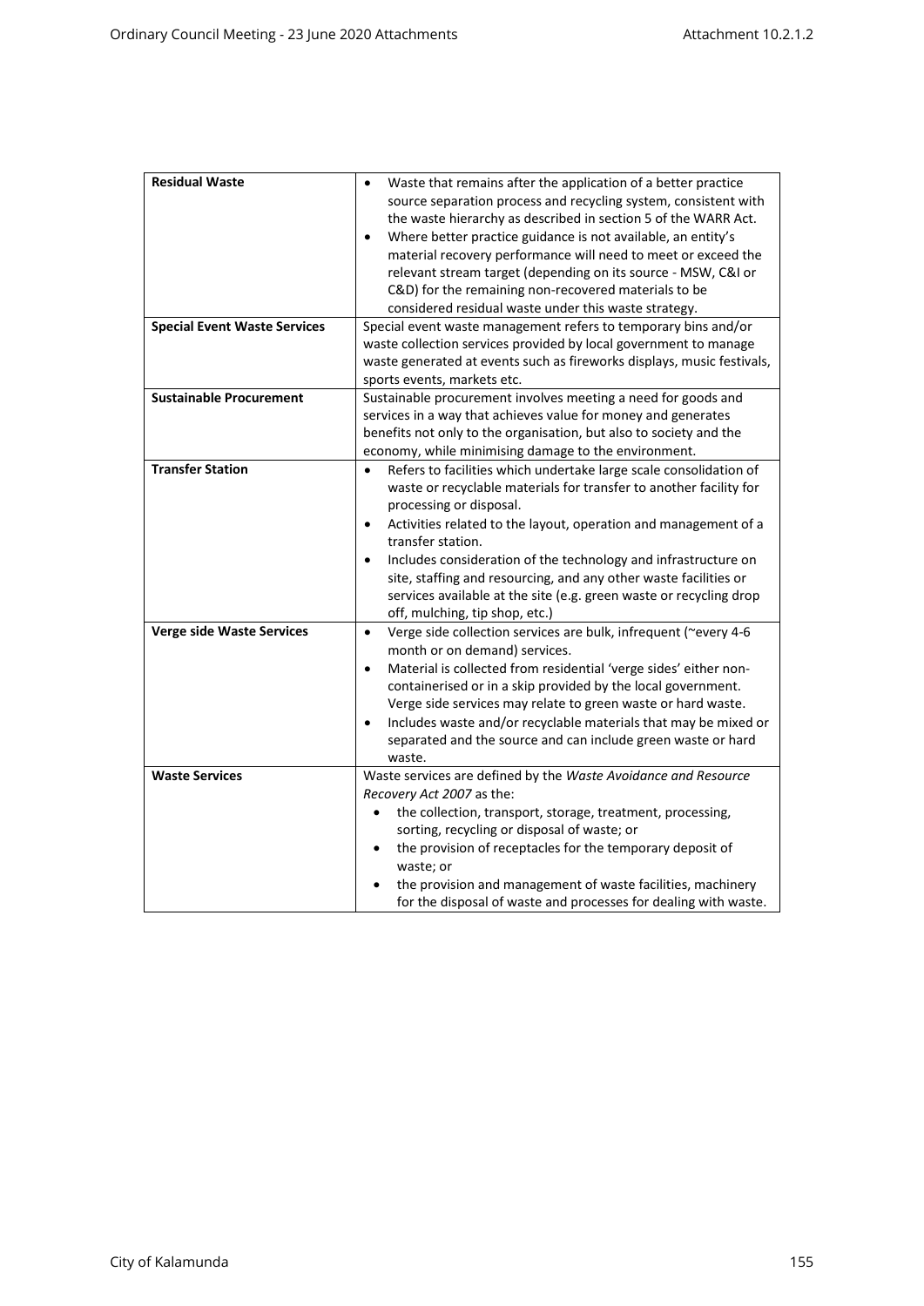| | |
|---|---|
| **Residual Waste** | • Waste that remains after the application of a better practice source separation process and recycling system, consistent with the waste hierarchy as described in section 5 of the WARR Act.<br>• Where better practice guidance is not available, an entity's material recovery performance will need to meet or exceed the relevant stream target (depending on its source - MSW, C&I or C&D) for the remaining non-recovered materials to be considered residual waste under this waste strategy. |
| **Special Event Waste Services** | Special event waste management refers to temporary bins and/or waste collection services provided by local government to manage waste generated at events such as fireworks displays, music festivals, sports events, markets etc. |
| **Sustainable Procurement** | Sustainable procurement involves meeting a need for goods and services in a way that achieves value for money and generates benefits not only to the organisation, but also to society and the economy, while minimising damage to the environment. |
| **Transfer Station** | • Refers to facilities which undertake large scale consolidation of waste or recyclable materials for transfer to another facility for processing or disposal.<br>• Activities related to the layout, operation and management of a transfer station.<br>• Includes consideration of the technology and infrastructure on site, staffing and resourcing, and any other waste facilities or services available at the site (e.g. green waste or recycling drop off, mulching, tip shop, etc.) |
| **Verge side Waste Services** | • Verge side collection services are bulk, infrequent (~every 4-6 month or on demand) services.<br>• Material is collected from residential 'verge sides' either non-containerised or in a skip provided by the local government. Verge side services may relate to green waste or hard waste.<br>• Includes waste and/or recyclable materials that may be mixed or separated and the source and can include green waste or hard waste. |
| **Waste Services** | Waste services are defined by the *Waste Avoidance and Resource Recovery Act 2007* as the:<br>• the collection, transport, storage, treatment, processing, sorting, recycling or disposal of waste; or<br>• the provision of receptacles for the temporary deposit of waste; or<br>• the provision and management of waste facilities, machinery for the disposal of waste and processes for dealing with waste. |